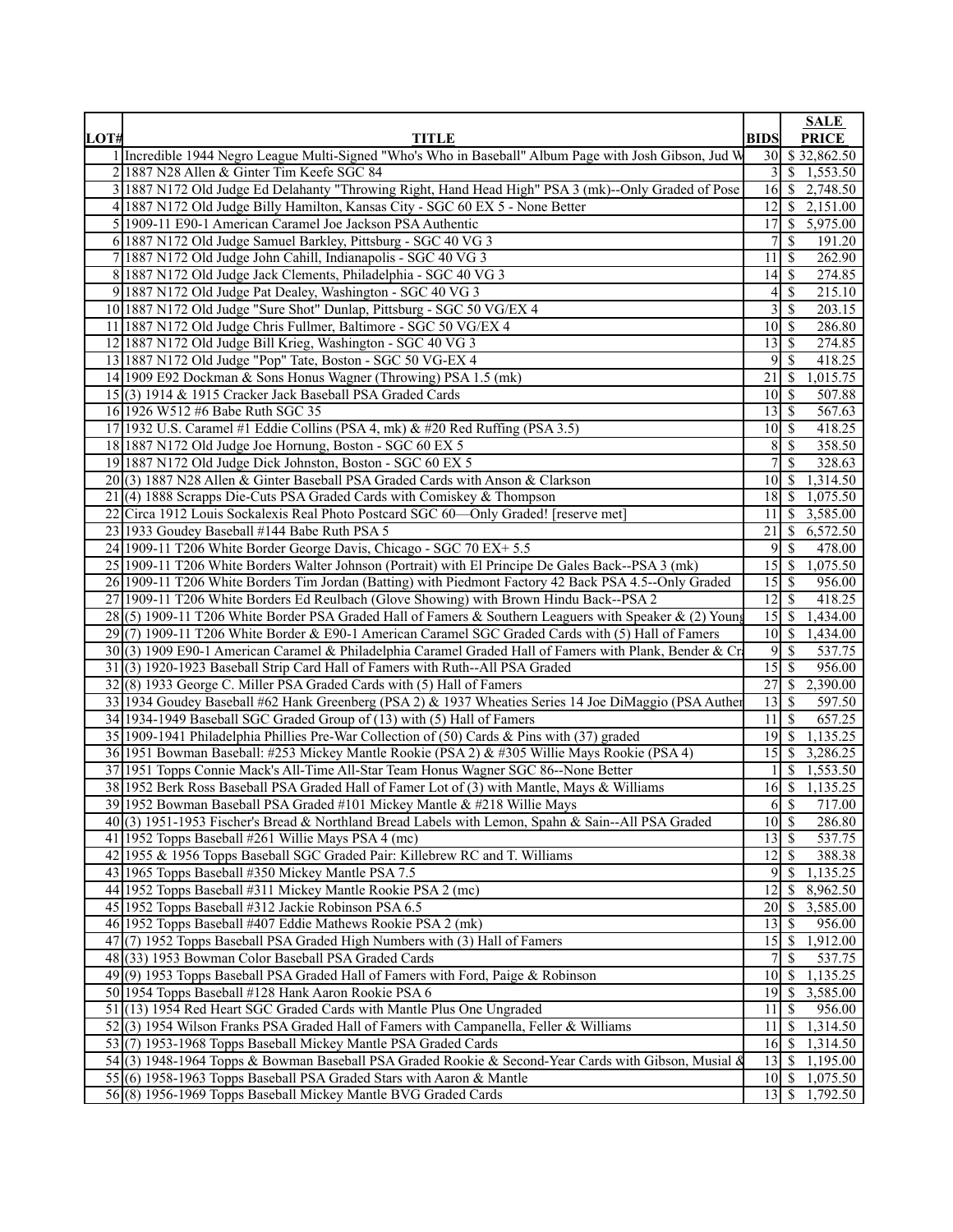| LOT# | TITLE | BIDS | SALE PRICE |
|---|---|---|---|
| 1 | Incredible 1944 Negro League Multi-Signed "Who's Who in Baseball" Album Page with Josh Gibson, Jud W | 30 | $ 32,862.50 |
| 2 | 1887 N28 Allen & Ginter Tim Keefe SGC 84 | 3 | $ 1,553.50 |
| 3 | 1887 N172 Old Judge Ed Delahanty "Throwing Right, Hand Head High" PSA 3 (mk)--Only Graded of Pose | 16 | $ 2,748.50 |
| 4 | 1887 N172 Old Judge Billy Hamilton, Kansas City - SGC 60 EX 5 - None Better | 12 | $ 2,151.00 |
| 5 | 1909-11 E90-1 American Caramel Joe Jackson PSA Authentic | 17 | $ 5,975.00 |
| 6 | 1887 N172 Old Judge Samuel Barkley, Pittsburg - SGC 40 VG 3 | 7 | $ 191.20 |
| 7 | 1887 N172 Old Judge John Cahill, Indianapolis - SGC 40 VG 3 | 11 | $ 262.90 |
| 8 | 1887 N172 Old Judge Jack Clements, Philadelphia - SGC 40 VG 3 | 14 | $ 274.85 |
| 9 | 1887 N172 Old Judge Pat Dealey, Washington - SGC 40 VG 3 | 4 | $ 215.10 |
| 10 | 1887 N172 Old Judge "Sure Shot" Dunlap, Pittsburg - SGC 50 VG/EX 4 | 3 | $ 203.15 |
| 11 | 1887 N172 Old Judge Chris Fullmer, Baltimore - SGC 50 VG/EX 4 | 10 | $ 286.80 |
| 12 | 1887 N172 Old Judge Bill Krieg, Washington - SGC 40 VG 3 | 13 | $ 274.85 |
| 13 | 1887 N172 Old Judge "Pop" Tate, Boston - SGC 50 VG-EX 4 | 9 | $ 418.25 |
| 14 | 1909 E92 Dockman & Sons Honus Wagner (Throwing) PSA 1.5 (mk) | 21 | $ 1,015.75 |
| 15 | (3) 1914 & 1915 Cracker Jack Baseball PSA Graded Cards | 10 | $ 507.88 |
| 16 | 1926 W512 #6 Babe Ruth SGC 35 | 13 | $ 567.63 |
| 17 | 1932 U.S. Caramel #1 Eddie Collins (PSA 4, mk) & #20 Red Ruffing (PSA 3.5) | 10 | $ 418.25 |
| 18 | 1887 N172 Old Judge Joe Hornung, Boston - SGC 60 EX 5 | 8 | $ 358.50 |
| 19 | 1887 N172 Old Judge Dick Johnston, Boston - SGC 60 EX 5 | 7 | $ 328.63 |
| 20 | (3) 1887 N28 Allen & Ginter Baseball PSA Graded Cards with Anson & Clarkson | 10 | $ 1,314.50 |
| 21 | (4) 1888 Scrapps Die-Cuts PSA Graded Cards with Comiskey & Thompson | 18 | $ 1,075.50 |
| 22 | Circa 1912 Louis Sockalexis Real Photo Postcard SGC 60—Only Graded! [reserve met] | 11 | $ 3,585.00 |
| 23 | 1933 Goudey Baseball #144 Babe Ruth PSA 5 | 21 | $ 6,572.50 |
| 24 | 1909-11 T206 White Border George Davis, Chicago - SGC 70 EX+ 5.5 | 9 | $ 478.00 |
| 25 | 1909-11 T206 White Borders Walter Johnson (Portrait) with El Principe De Gales Back--PSA 3 (mk) | 15 | $ 1,075.50 |
| 26 | 1909-11 T206 White Borders Tim Jordan (Batting) with Piedmont Factory 42 Back PSA 4.5--Only Graded | 15 | $ 956.00 |
| 27 | 1909-11 T206 White Borders Ed Reulbach (Glove Showing) with Brown Hindu Back--PSA 2 | 12 | $ 418.25 |
| 28 | (5) 1909-11 T206 White Border PSA Graded Hall of Famers & Southern Leaguers with Speaker & (2) Young | 15 | $ 1,434.00 |
| 29 | (7) 1909-11 T206 White Border & E90-1 American Caramel SGC Graded Cards with (5) Hall of Famers | 10 | $ 1,434.00 |
| 30 | (3) 1909 E90-1 American Caramel & Philadelphia Caramel Graded Hall of Famers with Plank, Bender & Cr | 9 | $ 537.75 |
| 31 | (3) 1920-1923 Baseball Strip Card Hall of Famers with Ruth--All PSA Graded | 15 | $ 956.00 |
| 32 | (8) 1933 George C. Miller PSA Graded Cards with (5) Hall of Famers | 27 | $ 2,390.00 |
| 33 | 1934 Goudey Baseball #62 Hank Greenberg (PSA 2) & 1937 Wheaties Series 14 Joe DiMaggio (PSA Authen | 13 | $ 597.50 |
| 34 | 1934-1949 Baseball SGC Graded Group of (13) with (5) Hall of Famers | 11 | $ 657.25 |
| 35 | 1909-1941 Philadelphia Phillies Pre-War Collection of (50) Cards & Pins with (37) graded | 19 | $ 1,135.25 |
| 36 | 1951 Bowman Baseball: #253 Mickey Mantle Rookie (PSA 2) & #305 Willie Mays Rookie (PSA 4) | 15 | $ 3,286.25 |
| 37 | 1951 Topps Connie Mack's All-Time All-Star Team Honus Wagner SGC 86--None Better | 1 | $ 1,553.50 |
| 38 | 1952 Berk Ross Baseball PSA Graded Hall of Famer Lot of (3) with Mantle, Mays & Williams | 16 | $ 1,135.25 |
| 39 | 1952 Bowman Baseball PSA Graded #101 Mickey Mantle & #218 Willie Mays | 6 | $ 717.00 |
| 40 | (3) 1951-1953 Fischer's Bread & Northland Bread Labels with Lemon, Spahn & Sain--All PSA Graded | 10 | $ 286.80 |
| 41 | 1952 Topps Baseball #261 Willie Mays PSA 4 (mc) | 13 | $ 537.75 |
| 42 | 1955 & 1956 Topps Baseball SGC Graded Pair: Killebrew RC and T. Williams | 12 | $ 388.38 |
| 43 | 1965 Topps Baseball #350 Mickey Mantle PSA 7.5 | 9 | $ 1,135.25 |
| 44 | 1952 Topps Baseball #311 Mickey Mantle Rookie PSA 2 (mc) | 12 | $ 8,962.50 |
| 45 | 1952 Topps Baseball #312 Jackie Robinson PSA 6.5 | 20 | $ 3,585.00 |
| 46 | 1952 Topps Baseball #407 Eddie Mathews Rookie PSA 2 (mk) | 13 | $ 956.00 |
| 47 | (7) 1952 Topps Baseball PSA Graded High Numbers with (3) Hall of Famers | 15 | $ 1,912.00 |
| 48 | (33) 1953 Bowman Color Baseball PSA Graded Cards | 7 | $ 537.75 |
| 49 | (9) 1953 Topps Baseball PSA Graded Hall of Famers with Ford, Paige & Robinson | 10 | $ 1,135.25 |
| 50 | 1954 Topps Baseball #128 Hank Aaron Rookie PSA 6 | 19 | $ 3,585.00 |
| 51 | (13) 1954 Red Heart SGC Graded Cards with Mantle Plus One Ungraded | 11 | $ 956.00 |
| 52 | (3) 1954 Wilson Franks PSA Graded Hall of Famers with Campanella, Feller & Williams | 11 | $ 1,314.50 |
| 53 | (7) 1953-1968 Topps Baseball Mickey Mantle PSA Graded Cards | 16 | $ 1,314.50 |
| 54 | (3) 1948-1964 Topps & Bowman Baseball PSA Graded Rookie & Second-Year Cards with Gibson, Musial & | 13 | $ 1,195.00 |
| 55 | (6) 1958-1963 Topps Baseball PSA Graded Stars with Aaron & Mantle | 10 | $ 1,075.50 |
| 56 | (8) 1956-1969 Topps Baseball Mickey Mantle BVG Graded Cards | 13 | $ 1,792.50 |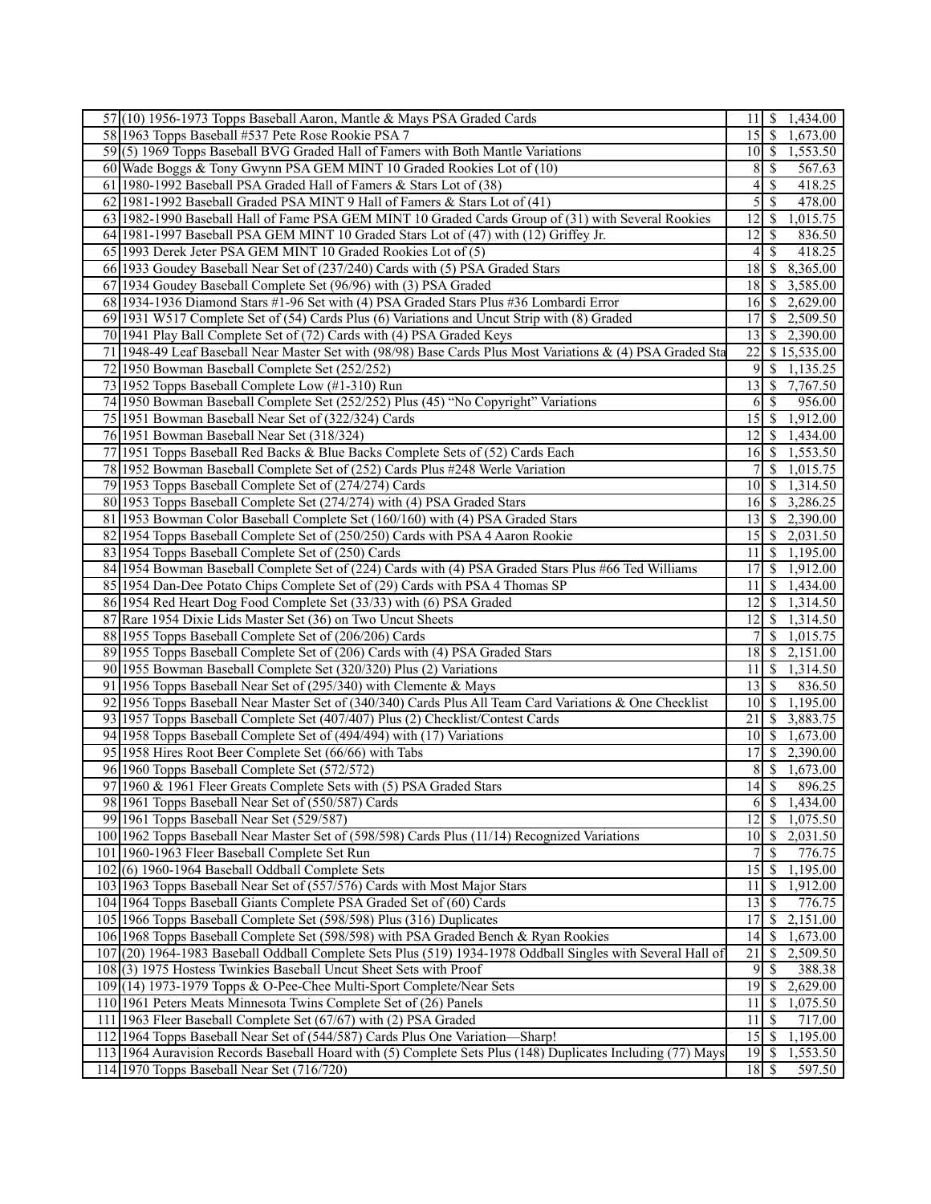| | | | |
|---|---|---|---|
| 57 | (10) 1956-1973 Topps Baseball Aaron, Mantle & Mays PSA Graded Cards | 11 | $ 1,434.00 |
| 58 | 1963 Topps Baseball #537 Pete Rose Rookie PSA 7 | 15 | $ 1,673.00 |
| 59 | (5) 1969 Topps Baseball BVG Graded Hall of Famers with Both Mantle Variations | 10 | $ 1,553.50 |
| 60 | Wade Boggs & Tony Gwynn PSA GEM MINT 10 Graded Rookies Lot of (10) | 8 | $ 567.63 |
| 61 | 1980-1992 Baseball PSA Graded Hall of Famers & Stars Lot of (38) | 4 | $ 418.25 |
| 62 | 1981-1992 Baseball Graded PSA MINT 9 Hall of Famers & Stars Lot of (41) | 5 | $ 478.00 |
| 63 | 1982-1990 Baseball Hall of Fame PSA GEM MINT 10 Graded Cards Group of (31) with Several Rookies | 12 | $ 1,015.75 |
| 64 | 1981-1997 Baseball PSA GEM MINT 10 Graded Stars Lot of (47) with (12) Griffey Jr. | 12 | $ 836.50 |
| 65 | 1993 Derek Jeter PSA GEM MINT 10 Graded Rookies Lot of (5) | 4 | $ 418.25 |
| 66 | 1933 Goudey Baseball Near Set of (237/240) Cards with (5) PSA Graded Stars | 18 | $ 8,365.00 |
| 67 | 1934 Goudey Baseball Complete Set (96/96) with (3) PSA Graded | 18 | $ 3,585.00 |
| 68 | 1934-1936 Diamond Stars #1-96 Set with (4) PSA Graded Stars Plus #36 Lombardi Error | 16 | $ 2,629.00 |
| 69 | 1931 W517 Complete Set of (54) Cards Plus (6) Variations and Uncut Strip with (8) Graded | 17 | $ 2,509.50 |
| 70 | 1941 Play Ball Complete Set of (72) Cards with (4) PSA Graded Keys | 13 | $ 2,390.00 |
| 71 | 1948-49 Leaf Baseball Near Master Set with (98/98) Base Cards Plus Most Variations & (4) PSA Graded Sta | 22 | $ 15,535.00 |
| 72 | 1950 Bowman Baseball Complete Set (252/252) | 9 | $ 1,135.25 |
| 73 | 1952 Topps Baseball Complete Low (#1-310) Run | 13 | $ 7,767.50 |
| 74 | 1950 Bowman Baseball Complete Set (252/252) Plus (45) "No Copyright" Variations | 6 | $ 956.00 |
| 75 | 1951 Bowman Baseball Near Set of (322/324) Cards | 15 | $ 1,912.00 |
| 76 | 1951 Bowman Baseball Near Set (318/324) | 12 | $ 1,434.00 |
| 77 | 1951 Topps Baseball Red Backs & Blue Backs Complete Sets of (52) Cards Each | 16 | $ 1,553.50 |
| 78 | 1952 Bowman Baseball Complete Set of (252) Cards Plus #248 Werle Variation | 7 | $ 1,015.75 |
| 79 | 1953 Topps Baseball Complete Set of (274/274) Cards | 10 | $ 1,314.50 |
| 80 | 1953 Topps Baseball Complete Set (274/274) with (4) PSA Graded Stars | 16 | $ 3,286.25 |
| 81 | 1953 Bowman Color Baseball Complete Set (160/160) with (4) PSA Graded Stars | 13 | $ 2,390.00 |
| 82 | 1954 Topps Baseball Complete Set of (250/250) Cards with PSA 4 Aaron Rookie | 15 | $ 2,031.50 |
| 83 | 1954 Topps Baseball Complete Set of (250) Cards | 11 | $ 1,195.00 |
| 84 | 1954 Bowman Baseball Complete Set of (224) Cards with (4) PSA Graded Stars Plus #66 Ted Williams | 17 | $ 1,912.00 |
| 85 | 1954 Dan-Dee Potato Chips Complete Set of (29) Cards with PSA 4 Thomas SP | 11 | $ 1,434.00 |
| 86 | 1954 Red Heart Dog Food Complete Set (33/33) with (6) PSA Graded | 12 | $ 1,314.50 |
| 87 | Rare 1954 Dixie Lids Master Set (36) on Two Uncut Sheets | 12 | $ 1,314.50 |
| 88 | 1955 Topps Baseball Complete Set of (206/206) Cards | 7 | $ 1,015.75 |
| 89 | 1955 Topps Baseball Complete Set of (206) Cards with (4) PSA Graded Stars | 18 | $ 2,151.00 |
| 90 | 1955 Bowman Baseball Complete Set (320/320) Plus (2) Variations | 11 | $ 1,314.50 |
| 91 | 1956 Topps Baseball Near Set of (295/340) with Clemente & Mays | 13 | $ 836.50 |
| 92 | 1956 Topps Baseball Near Master Set of (340/340) Cards Plus All Team Card Variations & One Checklist | 10 | $ 1,195.00 |
| 93 | 1957 Topps Baseball Complete Set (407/407) Plus (2) Checklist/Contest Cards | 21 | $ 3,883.75 |
| 94 | 1958 Topps Baseball Complete Set of (494/494) with (17) Variations | 10 | $ 1,673.00 |
| 95 | 1958 Hires Root Beer Complete Set (66/66) with Tabs | 17 | $ 2,390.00 |
| 96 | 1960 Topps Baseball Complete Set (572/572) | 8 | $ 1,673.00 |
| 97 | 1960 & 1961 Fleer Greats Complete Sets with (5) PSA Graded Stars | 14 | $ 896.25 |
| 98 | 1961 Topps Baseball Near Set of (550/587) Cards | 6 | $ 1,434.00 |
| 99 | 1961 Topps Baseball Near Set (529/587) | 12 | $ 1,075.50 |
| 100 | 1962 Topps Baseball Near Master Set of (598/598) Cards Plus (11/14) Recognized Variations | 10 | $ 2,031.50 |
| 101 | 1960-1963 Fleer Baseball Complete Set Run | 7 | $ 776.75 |
| 102 | (6) 1960-1964 Baseball Oddball Complete Sets | 15 | $ 1,195.00 |
| 103 | 1963 Topps Baseball Near Set of (557/576) Cards with Most Major Stars | 11 | $ 1,912.00 |
| 104 | 1964 Topps Baseball Giants Complete PSA Graded Set of (60) Cards | 13 | $ 776.75 |
| 105 | 1966 Topps Baseball Complete Set (598/598) Plus (316) Duplicates | 17 | $ 2,151.00 |
| 106 | 1968 Topps Baseball Complete Set (598/598) with PSA Graded Bench & Ryan Rookies | 14 | $ 1,673.00 |
| 107 | (20) 1964-1983 Baseball Oddball Complete Sets Plus (519) 1934-1978 Oddball Singles with Several Hall of | 21 | $ 2,509.50 |
| 108 | (3) 1975 Hostess Twinkies Baseball Uncut Sheet Sets with Proof | 9 | $ 388.38 |
| 109 | (14) 1973-1979 Topps & O-Pee-Chee Multi-Sport Complete/Near Sets | 19 | $ 2,629.00 |
| 110 | 1961 Peters Meats Minnesota Twins Complete Set of (26) Panels | 11 | $ 1,075.50 |
| 111 | 1963 Fleer Baseball Complete Set (67/67) with (2) PSA Graded | 11 | $ 717.00 |
| 112 | 1964 Topps Baseball Near Set of (544/587) Cards Plus One Variation—Sharp! | 15 | $ 1,195.00 |
| 113 | 1964 Auravision Records Baseball Hoard with (5) Complete Sets Plus (148) Duplicates Including (77) Mays | 19 | $ 1,553.50 |
| 114 | 1970 Topps Baseball Near Set (716/720) | 18 | $ 597.50 |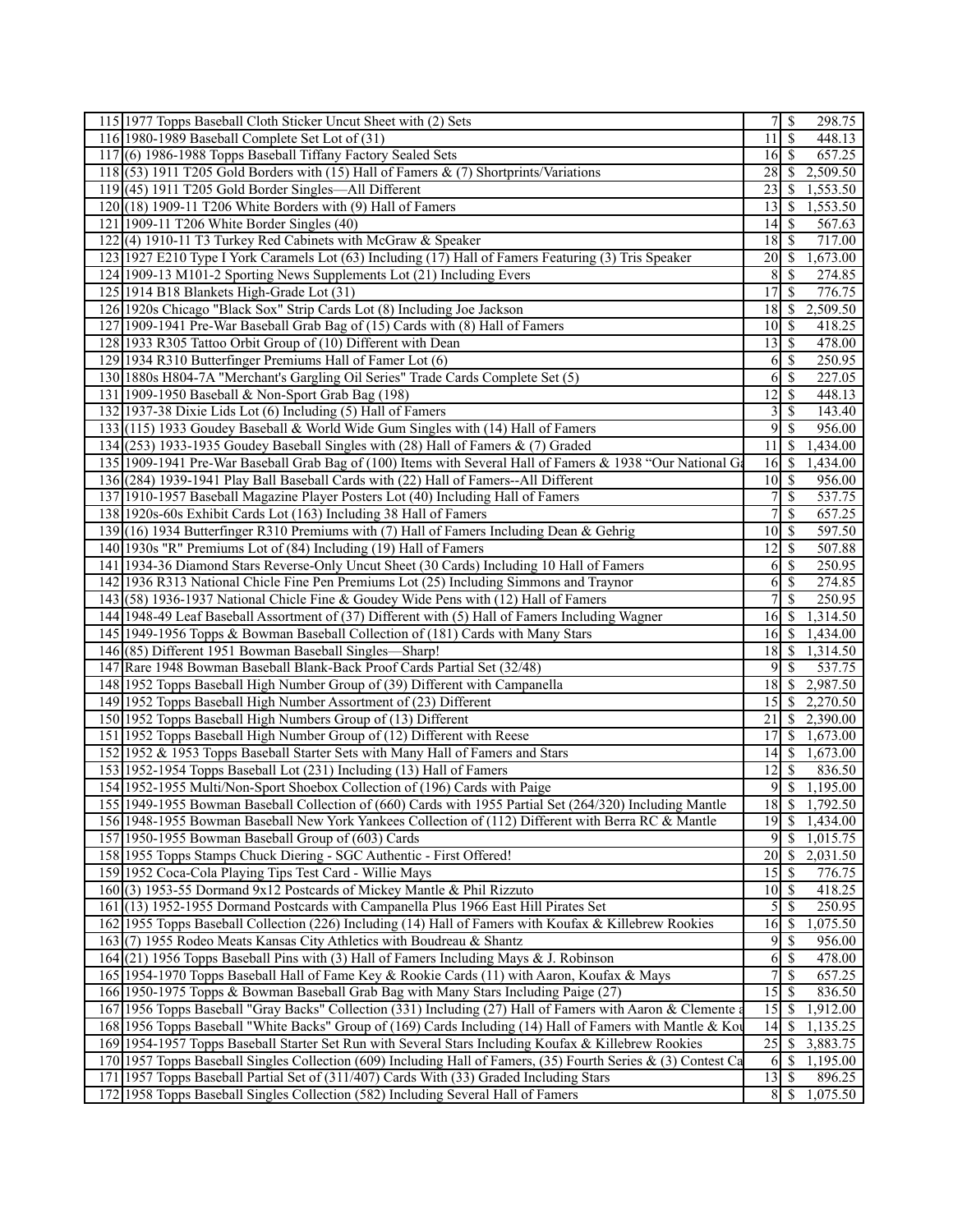| | | | | |
|---|---|---|---|---|
| 115 | 1977 Topps Baseball Cloth Sticker Uncut Sheet with (2) Sets | 7 | $ | 298.75 |
| 116 | 1980-1989 Baseball Complete Set Lot of (31) | 11 | $ | 448.13 |
| 117 | (6) 1986-1988 Topps Baseball Tiffany Factory Sealed Sets | 16 | $ | 657.25 |
| 118 | (53) 1911 T205 Gold Borders with (15) Hall of Famers & (7) Shortprints/Variations | 28 | $ | 2,509.50 |
| 119 | (45) 1911 T205 Gold Border Singles—All Different | 23 | $ | 1,553.50 |
| 120 | (18) 1909-11 T206 White Borders with (9) Hall of Famers | 13 | $ | 1,553.50 |
| 121 | 1909-11 T206 White Border Singles (40) | 14 | $ | 567.63 |
| 122 | (4) 1910-11 T3 Turkey Red Cabinets with McGraw & Speaker | 18 | $ | 717.00 |
| 123 | 1927 E210 Type I York Caramels Lot (63) Including (17) Hall of Famers Featuring (3) Tris Speaker | 20 | $ | 1,673.00 |
| 124 | 1909-13 M101-2 Sporting News Supplements Lot (21) Including Evers | 8 | $ | 274.85 |
| 125 | 1914 B18 Blankets High-Grade Lot (31) | 17 | $ | 776.75 |
| 126 | 1920s Chicago "Black Sox" Strip Cards Lot (8) Including Joe Jackson | 18 | $ | 2,509.50 |
| 127 | 1909-1941 Pre-War Baseball Grab Bag of (15) Cards with (8) Hall of Famers | 10 | $ | 418.25 |
| 128 | 1933 R305 Tattoo Orbit Group of (10) Different with Dean | 13 | $ | 478.00 |
| 129 | 1934 R310 Butterfinger Premiums Hall of Famer Lot (6) | 6 | $ | 250.95 |
| 130 | 1880s H804-7A "Merchant's Gargling Oil Series" Trade Cards Complete Set (5) | 6 | $ | 227.05 |
| 131 | 1909-1950 Baseball & Non-Sport Grab Bag (198) | 12 | $ | 448.13 |
| 132 | 1937-38 Dixie Lids Lot (6) Including (5) Hall of Famers | 3 | $ | 143.40 |
| 133 | (115) 1933 Goudey Baseball & World Wide Gum Singles with (14) Hall of Famers | 9 | $ | 956.00 |
| 134 | (253) 1933-1935 Goudey Baseball Singles with (28) Hall of Famers & (7) Graded | 11 | $ | 1,434.00 |
| 135 | 1909-1941 Pre-War Baseball Grab Bag of (100) Items with Several Hall of Famers & 1938 "Our National Ga | 16 | $ | 1,434.00 |
| 136 | (284) 1939-1941 Play Ball Baseball Cards with (22) Hall of Famers--All Different | 10 | $ | 956.00 |
| 137 | 1910-1957 Baseball Magazine Player Posters Lot (40) Including Hall of Famers | 7 | $ | 537.75 |
| 138 | 1920s-60s Exhibit Cards Lot (163) Including 38 Hall of Famers | 7 | $ | 657.25 |
| 139 | (16) 1934 Butterfinger R310 Premiums with (7) Hall of Famers Including Dean & Gehrig | 10 | $ | 597.50 |
| 140 | 1930s "R" Premiums Lot of (84) Including (19) Hall of Famers | 12 | $ | 507.88 |
| 141 | 1934-36 Diamond Stars Reverse-Only Uncut Sheet (30 Cards) Including 10 Hall of Famers | 6 | $ | 250.95 |
| 142 | 1936 R313 National Chicle Fine Pen Premiums Lot (25) Including Simmons and Traynor | 6 | $ | 274.85 |
| 143 | (58) 1936-1937 National Chicle Fine & Goudey Wide Pens with (12) Hall of Famers | 7 | $ | 250.95 |
| 144 | 1948-49 Leaf Baseball Assortment of (37) Different with (5) Hall of Famers Including Wagner | 16 | $ | 1,314.50 |
| 145 | 1949-1956 Topps & Bowman Baseball Collection of (181) Cards with Many Stars | 16 | $ | 1,434.00 |
| 146 | (85) Different 1951 Bowman Baseball Singles—Sharp! | 18 | $ | 1,314.50 |
| 147 | Rare 1948 Bowman Baseball Blank-Back Proof Cards Partial Set (32/48) | 9 | $ | 537.75 |
| 148 | 1952 Topps Baseball High Number Group of (39) Different with Campanella | 18 | $ | 2,987.50 |
| 149 | 1952 Topps Baseball High Number Assortment of (23) Different | 15 | $ | 2,270.50 |
| 150 | 1952 Topps Baseball High Numbers Group of (13) Different | 21 | $ | 2,390.00 |
| 151 | 1952 Topps Baseball High Number Group of (12) Different with Reese | 17 | $ | 1,673.00 |
| 152 | 1952 & 1953 Topps Baseball Starter Sets with Many Hall of Famers and Stars | 14 | $ | 1,673.00 |
| 153 | 1952-1954 Topps Baseball Lot (231) Including (13) Hall of Famers | 12 | $ | 836.50 |
| 154 | 1952-1955 Multi/Non-Sport Shoebox Collection of (196) Cards with Paige | 9 | $ | 1,195.00 |
| 155 | 1949-1955 Bowman Baseball Collection of (660) Cards with 1955 Partial Set (264/320) Including Mantle | 18 | $ | 1,792.50 |
| 156 | 1948-1955 Bowman Baseball New York Yankees Collection of (112) Different with Berra RC & Mantle | 19 | $ | 1,434.00 |
| 157 | 1950-1955 Bowman Baseball Group of (603) Cards | 9 | $ | 1,015.75 |
| 158 | 1955 Topps Stamps Chuck Diering - SGC Authentic - First Offered! | 20 | $ | 2,031.50 |
| 159 | 1952 Coca-Cola Playing Tips Test Card - Willie Mays | 15 | $ | 776.75 |
| 160 | (3) 1953-55 Dormand 9x12 Postcards of Mickey Mantle & Phil Rizzuto | 10 | $ | 418.25 |
| 161 | (13) 1952-1955 Dormand Postcards with Campanella Plus 1966 East Hill Pirates Set | 5 | $ | 250.95 |
| 162 | 1955 Topps Baseball Collection (226) Including (14) Hall of Famers with Koufax & Killebrew Rookies | 16 | $ | 1,075.50 |
| 163 | (7) 1955 Rodeo Meats Kansas City Athletics with Boudreau & Shantz | 9 | $ | 956.00 |
| 164 | (21) 1956 Topps Baseball Pins with (3) Hall of Famers Including Mays & J. Robinson | 6 | $ | 478.00 |
| 165 | 1954-1970 Topps Baseball Hall of Fame Key & Rookie Cards (11) with Aaron, Koufax & Mays | 7 | $ | 657.25 |
| 166 | 1950-1975 Topps & Bowman Baseball Grab Bag with Many Stars Including Paige (27) | 15 | $ | 836.50 |
| 167 | 1956 Topps Baseball "Gray Backs" Collection (331) Including (27) Hall of Famers with Aaron & Clemente a | 15 | $ | 1,912.00 |
| 168 | 1956 Topps Baseball "White Backs" Group of (169) Cards Including (14) Hall of Famers with Mantle & Kou | 14 | $ | 1,135.25 |
| 169 | 1954-1957 Topps Baseball Starter Set Run with Several Stars Including Koufax & Killebrew Rookies | 25 | $ | 3,883.75 |
| 170 | 1957 Topps Baseball Singles Collection (609) Including Hall of Famers, (35) Fourth Series & (3) Contest Ca | 6 | $ | 1,195.00 |
| 171 | 1957 Topps Baseball Partial Set of (311/407) Cards With (33) Graded Including Stars | 13 | $ | 896.25 |
| 172 | 1958 Topps Baseball Singles Collection (582) Including Several Hall of Famers | 8 | $ | 1,075.50 |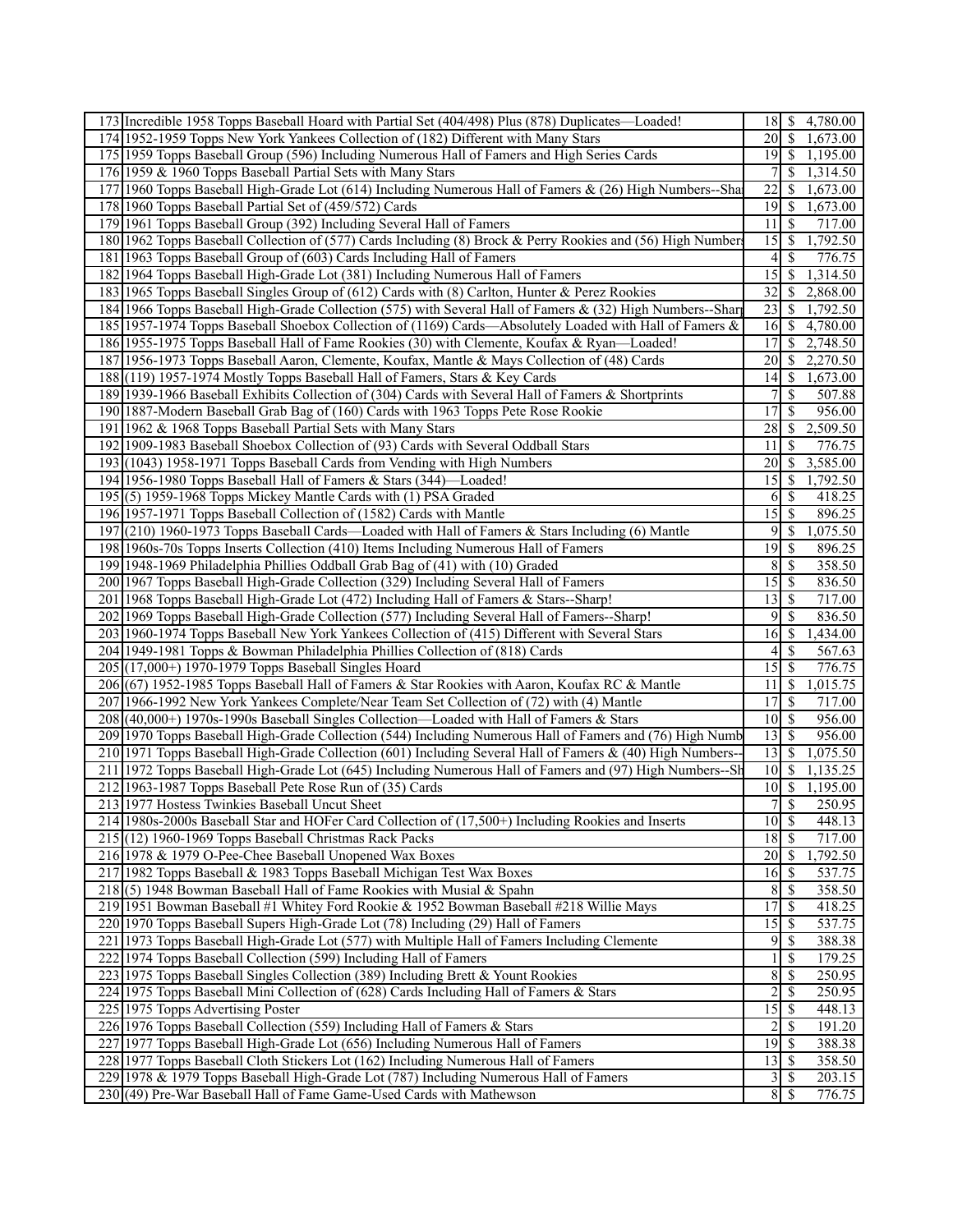| | | | | |
|---|---|---|---|---|
| 173 | Incredible 1958 Topps Baseball Hoard with Partial Set (404/498) Plus (878) Duplicates—Loaded! | 18 | $ | 4,780.00 |
| 174 | 1952-1959 Topps New York Yankees Collection of (182) Different with Many Stars | 20 | $ | 1,673.00 |
| 175 | 1959 Topps Baseball Group (596) Including Numerous Hall of Famers and High Series Cards | 19 | $ | 1,195.00 |
| 176 | 1959 & 1960 Topps Baseball Partial Sets with Many Stars | 7 | $ | 1,314.50 |
| 177 | 1960 Topps Baseball High-Grade Lot (614) Including Numerous Hall of Famers & (26) High Numbers--Sha | 22 | $ | 1,673.00 |
| 178 | 1960 Topps Baseball Partial Set of (459/572) Cards | 19 | $ | 1,673.00 |
| 179 | 1961 Topps Baseball Group (392) Including Several Hall of Famers | 11 | $ | 717.00 |
| 180 | 1962 Topps Baseball Collection of (577) Cards Including (8) Brock & Perry Rookies and (56) High Numbers | 15 | $ | 1,792.50 |
| 181 | 1963 Topps Baseball Group of (603) Cards Including Hall of Famers | 4 | $ | 776.75 |
| 182 | 1964 Topps Baseball High-Grade Lot (381) Including Numerous Hall of Famers | 15 | $ | 1,314.50 |
| 183 | 1965 Topps Baseball Singles Group of (612) Cards with (8) Carlton, Hunter & Perez Rookies | 32 | $ | 2,868.00 |
| 184 | 1966 Topps Baseball High-Grade Collection (575) with Several Hall of Famers & (32) High Numbers--Sharp | 23 | $ | 1,792.50 |
| 185 | 1957-1974 Topps Baseball Shoebox Collection of (1169) Cards—Absolutely Loaded with Hall of Famers & | 16 | $ | 4,780.00 |
| 186 | 1955-1975 Topps Baseball Hall of Fame Rookies (30) with Clemente, Koufax & Ryan—Loaded! | 17 | $ | 2,748.50 |
| 187 | 1956-1973 Topps Baseball Aaron, Clemente, Koufax, Mantle & Mays Collection of (48) Cards | 20 | $ | 2,270.50 |
| 188 | (119) 1957-1974 Mostly Topps Baseball Hall of Famers, Stars & Key Cards | 14 | $ | 1,673.00 |
| 189 | 1939-1966 Baseball Exhibits Collection of (304) Cards with Several Hall of Famers & Shortprints | 7 | $ | 507.88 |
| 190 | 1887-Modern Baseball Grab Bag of (160) Cards with 1963 Topps Pete Rose Rookie | 17 | $ | 956.00 |
| 191 | 1962 & 1968 Topps Baseball Partial Sets with Many Stars | 28 | $ | 2,509.50 |
| 192 | 1909-1983 Baseball Shoebox Collection of (93) Cards with Several Oddball Stars | 11 | $ | 776.75 |
| 193 | (1043) 1958-1971 Topps Baseball Cards from Vending with High Numbers | 20 | $ | 3,585.00 |
| 194 | 1956-1980 Topps Baseball Hall of Famers & Stars (344)—Loaded! | 15 | $ | 1,792.50 |
| 195 | (5) 1959-1968 Topps Mickey Mantle Cards with (1) PSA Graded | 6 | $ | 418.25 |
| 196 | 1957-1971 Topps Baseball Collection of (1582) Cards with Mantle | 15 | $ | 896.25 |
| 197 | (210) 1960-1973 Topps Baseball Cards—Loaded with Hall of Famers & Stars Including (6) Mantle | 9 | $ | 1,075.50 |
| 198 | 1960s-70s Topps Inserts Collection (410) Items Including Numerous Hall of Famers | 19 | $ | 896.25 |
| 199 | 1948-1969 Philadelphia Phillies Oddball Grab Bag of (41) with (10) Graded | 8 | $ | 358.50 |
| 200 | 1967 Topps Baseball High-Grade Collection (329) Including Several Hall of Famers | 15 | $ | 836.50 |
| 201 | 1968 Topps Baseball High-Grade Lot (472) Including Hall of Famers & Stars--Sharp! | 13 | $ | 717.00 |
| 202 | 1969 Topps Baseball High-Grade Collection (577) Including Several Hall of Famers--Sharp! | 9 | $ | 836.50 |
| 203 | 1960-1974 Topps Baseball New York Yankees Collection of (415) Different with Several Stars | 16 | $ | 1,434.00 |
| 204 | 1949-1981 Topps & Bowman Philadelphia Phillies Collection of (818) Cards | 4 | $ | 567.63 |
| 205 | (17,000+) 1970-1979 Topps Baseball Singles Hoard | 15 | $ | 776.75 |
| 206 | (67) 1952-1985 Topps Baseball Hall of Famers & Star Rookies with Aaron, Koufax RC & Mantle | 11 | $ | 1,015.75 |
| 207 | 1966-1992 New York Yankees Complete/Near Team Set Collection of (72) with (4) Mantle | 17 | $ | 717.00 |
| 208 | (40,000+) 1970s-1990s Baseball Singles Collection—Loaded with Hall of Famers & Stars | 10 | $ | 956.00 |
| 209 | 1970 Topps Baseball High-Grade Collection (544) Including Numerous Hall of Famers and (76) High Numb | 13 | $ | 956.00 |
| 210 | 1971 Topps Baseball High-Grade Collection (601) Including Several Hall of Famers & (40) High Numbers-- | 13 | $ | 1,075.50 |
| 211 | 1972 Topps Baseball High-Grade Lot (645) Including Numerous Hall of Famers and (97) High Numbers--Sh | 10 | $ | 1,135.25 |
| 212 | 1963-1987 Topps Baseball Pete Rose Run of (35) Cards | 10 | $ | 1,195.00 |
| 213 | 1977 Hostess Twinkies Baseball Uncut Sheet | 7 | $ | 250.95 |
| 214 | 1980s-2000s Baseball Star and HOFer Card Collection of (17,500+) Including Rookies and Inserts | 10 | $ | 448.13 |
| 215 | (12) 1960-1969 Topps Baseball Christmas Rack Packs | 18 | $ | 717.00 |
| 216 | 1978 & 1979 O-Pee-Chee Baseball Unopened Wax Boxes | 20 | $ | 1,792.50 |
| 217 | 1982 Topps Baseball & 1983 Topps Baseball Michigan Test Wax Boxes | 16 | $ | 537.75 |
| 218 | (5) 1948 Bowman Baseball Hall of Fame Rookies with Musial & Spahn | 8 | $ | 358.50 |
| 219 | 1951 Bowman Baseball #1 Whitey Ford Rookie & 1952 Bowman Baseball #218 Willie Mays | 17 | $ | 418.25 |
| 220 | 1970 Topps Baseball Supers High-Grade Lot (78) Including (29) Hall of Famers | 15 | $ | 537.75 |
| 221 | 1973 Topps Baseball High-Grade Lot (577) with Multiple Hall of Famers Including Clemente | 9 | $ | 388.38 |
| 222 | 1974 Topps Baseball Collection (599) Including Hall of Famers | 1 | $ | 179.25 |
| 223 | 1975 Topps Baseball Singles Collection (389) Including Brett & Yount Rookies | 8 | $ | 250.95 |
| 224 | 1975 Topps Baseball Mini Collection of (628) Cards Including Hall of Famers & Stars | 2 | $ | 250.95 |
| 225 | 1975 Topps Advertising Poster | 15 | $ | 448.13 |
| 226 | 1976 Topps Baseball Collection (559) Including Hall of Famers & Stars | 2 | $ | 191.20 |
| 227 | 1977 Topps Baseball High-Grade Lot (656) Including Numerous Hall of Famers | 19 | $ | 388.38 |
| 228 | 1977 Topps Baseball Cloth Stickers Lot (162) Including Numerous Hall of Famers | 13 | $ | 358.50 |
| 229 | 1978 & 1979 Topps Baseball High-Grade Lot (787) Including Numerous Hall of Famers | 3 | $ | 203.15 |
| 230 | (49) Pre-War Baseball Hall of Fame Game-Used Cards with Mathewson | 8 | $ | 776.75 |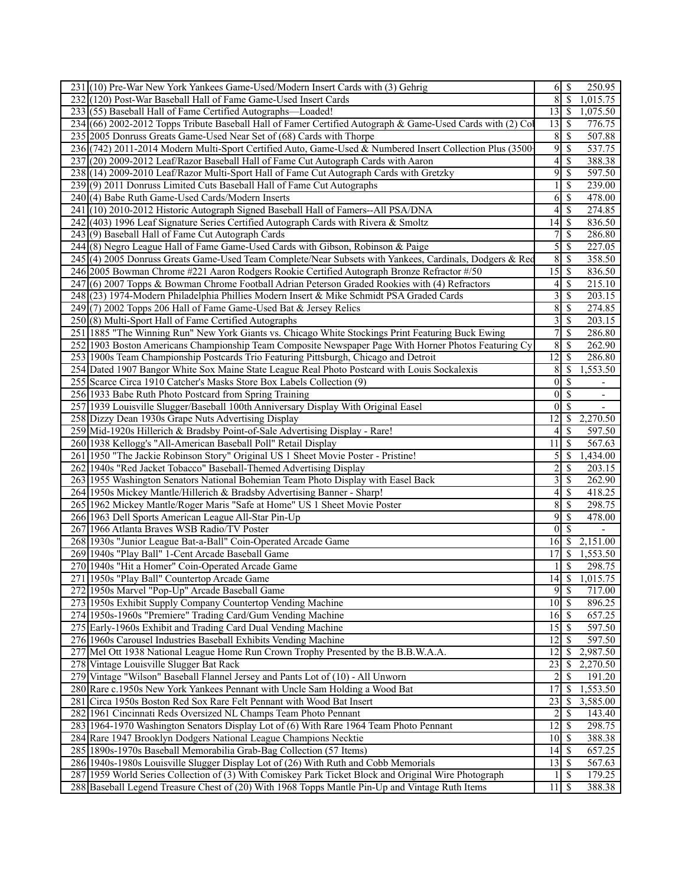| | | | | |
|---|---|---|---|---|
| 231 | (10) Pre-War New York Yankees Game-Used/Modern Insert Cards with (3) Gehrig | 6 | $ | 250.95 |
| 232 | (120) Post-War Baseball Hall of Fame Game-Used Insert Cards | 8 | $ | 1,015.75 |
| 233 | (55) Baseball Hall of Fame Certified Autographs—Loaded! | 13 | $ | 1,075.50 |
| 234 | (66) 2002-2012 Topps Tribute Baseball Hall of Famer Certified Autograph & Game-Used Cards with (2) Co | 13 | $ | 776.75 |
| 235 | 2005 Donruss Greats Game-Used Near Set of (68) Cards with Thorpe | 8 | $ | 507.88 |
| 236 | (742) 2011-2014 Modern Multi-Sport Certified Auto, Game-Used & Numbered Insert Collection Plus (3500 | 9 | $ | 537.75 |
| 237 | (20) 2009-2012 Leaf/Razor Baseball Hall of Fame Cut Autograph Cards with Aaron | 4 | $ | 388.38 |
| 238 | (14) 2009-2010 Leaf/Razor Multi-Sport Hall of Fame Cut Autograph Cards with Gretzky | 9 | $ | 597.50 |
| 239 | (9) 2011 Donruss Limited Cuts Baseball Hall of Fame Cut Autographs | 1 | $ | 239.00 |
| 240 | (4) Babe Ruth Game-Used Cards/Modern Inserts | 6 | $ | 478.00 |
| 241 | (10) 2010-2012 Historic Autograph Signed Baseball Hall of Famers--All PSA/DNA | 4 | $ | 274.85 |
| 242 | (403) 1996 Leaf Signature Series Certified Autograph Cards with Rivera & Smoltz | 14 | $ | 836.50 |
| 243 | (9) Baseball Hall of Fame Cut Autograph Cards | 7 | $ | 286.80 |
| 244 | (8) Negro League Hall of Fame Game-Used Cards with Gibson, Robinson & Paige | 5 | $ | 227.05 |
| 245 | (4) 2005 Donruss Greats Game-Used Team Complete/Near Subsets with Yankees, Cardinals, Dodgers & Red | 8 | $ | 358.50 |
| 246 | 2005 Bowman Chrome #221 Aaron Rodgers Rookie Certified Autograph Bronze Refractor #/50 | 15 | $ | 836.50 |
| 247 | (6) 2007 Topps & Bowman Chrome Football Adrian Peterson Graded Rookies with (4) Refractors | 4 | $ | 215.10 |
| 248 | (23) 1974-Modern Philadelphia Phillies Modern Insert & Mike Schmidt PSA Graded Cards | 3 | $ | 203.15 |
| 249 | (7) 2002 Topps 206 Hall of Fame Game-Used Bat & Jersey Relics | 8 | $ | 274.85 |
| 250 | (8) Multi-Sport Hall of Fame Certified Autographs | 3 | $ | 203.15 |
| 251 | 1885 "The Winning Run" New York Giants vs. Chicago White Stockings Print Featuring Buck Ewing | 7 | $ | 286.80 |
| 252 | 1903 Boston Americans Championship Team Composite Newspaper Page With Horner Photos Featuring Cy | 8 | $ | 262.90 |
| 253 | 1900s Team Championship Postcards Trio Featuring Pittsburgh, Chicago and Detroit | 12 | $ | 286.80 |
| 254 | Dated 1907 Bangor White Sox Maine State League Real Photo Postcard with Louis Sockalexis | 8 | $ | 1,553.50 |
| 255 | Scarce Circa 1910 Catcher's Masks Store Box Labels Collection (9) | 0 | $ | - |
| 256 | 1933 Babe Ruth Photo Postcard from Spring Training | 0 | $ | - |
| 257 | 1939 Louisville Slugger/Baseball 100th Anniversary Display With Original Easel | 0 | $ | - |
| 258 | Dizzy Dean 1930s Grape Nuts Advertising Display | 12 | $ | 2,270.50 |
| 259 | Mid-1920s Hillerich & Bradsby Point-of-Sale Advertising Display - Rare! | 4 | $ | 597.50 |
| 260 | 1938 Kellogg's "All-American Baseball Poll" Retail Display | 11 | $ | 567.63 |
| 261 | 1950 "The Jackie Robinson Story" Original US 1 Sheet Movie Poster - Pristine! | 5 | $ | 1,434.00 |
| 262 | 1940s "Red Jacket Tobacco" Baseball-Themed Advertising Display | 2 | $ | 203.15 |
| 263 | 1955 Washington Senators National Bohemian Team Photo Display with Easel Back | 3 | $ | 262.90 |
| 264 | 1950s Mickey Mantle/Hillerich & Bradsby Advertising Banner - Sharp! | 4 | $ | 418.25 |
| 265 | 1962 Mickey Mantle/Roger Maris "Safe at Home" US 1 Sheet Movie Poster | 8 | $ | 298.75 |
| 266 | 1963 Dell Sports American League All-Star Pin-Up | 9 | $ | 478.00 |
| 267 | 1966 Atlanta Braves WSB Radio/TV Poster | 0 | $ | - |
| 268 | 1930s "Junior League Bat-a-Ball" Coin-Operated Arcade Game | 16 | $ | 2,151.00 |
| 269 | 1940s "Play Ball" 1-Cent Arcade Baseball Game | 17 | $ | 1,553.50 |
| 270 | 1940s "Hit a Homer" Coin-Operated Arcade Game | 1 | $ | 298.75 |
| 271 | 1950s "Play Ball" Countertop Arcade Game | 14 | $ | 1,015.75 |
| 272 | 1950s Marvel "Pop-Up" Arcade Baseball Game | 9 | $ | 717.00 |
| 273 | 1950s Exhibit Supply Company Countertop Vending Machine | 10 | $ | 896.25 |
| 274 | 1950s-1960s "Premiere" Trading Card/Gum Vending Machine | 16 | $ | 657.25 |
| 275 | Early-1960s Exhibit and Trading Card Dual Vending Machine | 15 | $ | 597.50 |
| 276 | 1960s Carousel Industries Baseball Exhibits Vending Machine | 12 | $ | 597.50 |
| 277 | Mel Ott 1938 National League Home Run Crown Trophy Presented by the B.B.W.A.A. | 12 | $ | 2,987.50 |
| 278 | Vintage Louisville Slugger Bat Rack | 23 | $ | 2,270.50 |
| 279 | Vintage "Wilson" Baseball Flannel Jersey and Pants Lot of (10) - All Unworn | 2 | $ | 191.20 |
| 280 | Rare c.1950s New York Yankees Pennant with Uncle Sam Holding a Wood Bat | 17 | $ | 1,553.50 |
| 281 | Circa 1950s Boston Red Sox Rare Felt Pennant with Wood Bat Insert | 23 | $ | 3,585.00 |
| 282 | 1961 Cincinnati Reds Oversized NL Champs Team Photo Pennant | 2 | $ | 143.40 |
| 283 | 1964-1970 Washington Senators Display Lot of (6) With Rare 1964 Team Photo Pennant | 12 | $ | 298.75 |
| 284 | Rare 1947 Brooklyn Dodgers National League Champions Necktie | 10 | $ | 388.38 |
| 285 | 1890s-1970s Baseball Memorabilia Grab-Bag Collection (57 Items) | 14 | $ | 657.25 |
| 286 | 1940s-1980s Louisville Slugger Display Lot of (26) With Ruth and Cobb Memorials | 13 | $ | 567.63 |
| 287 | 1959 World Series Collection of (3) With Comiskey Park Ticket Block and Original Wire Photograph | 1 | $ | 179.25 |
| 288 | Baseball Legend Treasure Chest of (20) With 1968 Topps Mantle Pin-Up and Vintage Ruth Items | 11 | $ | 388.38 |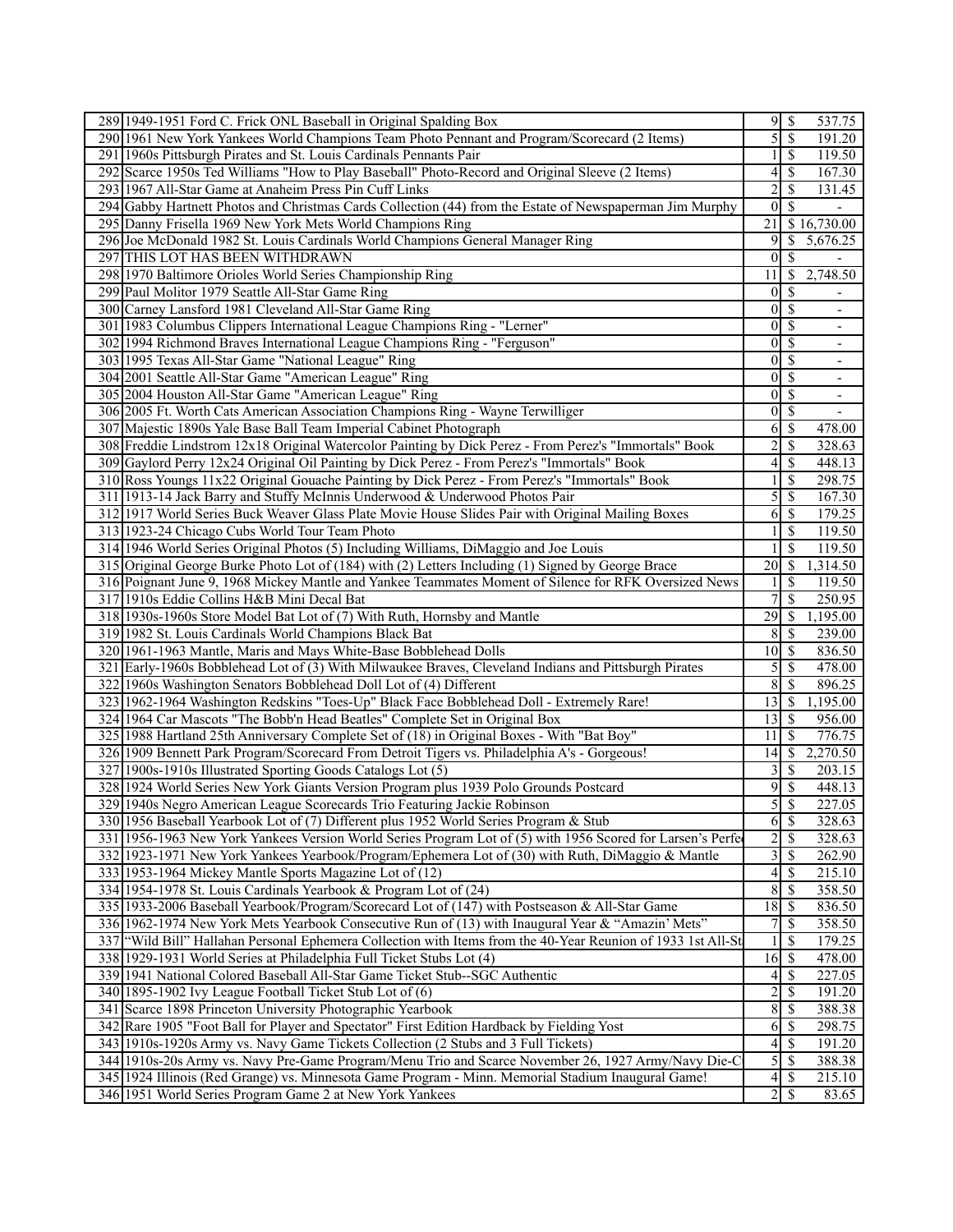| | | | |
|---|---|---|---|
| 289 | 1949-1951 Ford C. Frick ONL Baseball in Original Spalding Box | 9 | $ 537.75 |
| 290 | 1961 New York Yankees World Champions Team Photo Pennant and Program/Scorecard (2 Items) | 5 | $ 191.20 |
| 291 | 1960s Pittsburgh Pirates and St. Louis Cardinals Pennants Pair | 1 | $ 119.50 |
| 292 | Scarce 1950s Ted Williams "How to Play Baseball" Photo-Record and Original Sleeve (2 Items) | 4 | $ 167.30 |
| 293 | 1967 All-Star Game at Anaheim Press Pin Cuff Links | 2 | $ 131.45 |
| 294 | Gabby Hartnett Photos and Christmas Cards Collection (44) from the Estate of Newspaperman Jim Murphy | 0 | $ - |
| 295 | Danny Frisella 1969 New York Mets World Champions Ring | 21 | $ 16,730.00 |
| 296 | Joe McDonald 1982 St. Louis Cardinals World Champions General Manager Ring | 9 | $ 5,676.25 |
| 297 | THIS LOT HAS BEEN WITHDRAWN | 0 | $ - |
| 298 | 1970 Baltimore Orioles World Series Championship Ring | 11 | $ 2,748.50 |
| 299 | Paul Molitor 1979 Seattle All-Star Game Ring | 0 | $ - |
| 300 | Carney Lansford 1981 Cleveland All-Star Game Ring | 0 | $ - |
| 301 | 1983 Columbus Clippers International League Champions Ring - "Lerner" | 0 | $ - |
| 302 | 1994 Richmond Braves International League Champions Ring - "Ferguson" | 0 | $ - |
| 303 | 1995 Texas All-Star Game "National League" Ring | 0 | $ - |
| 304 | 2001 Seattle All-Star Game "American League" Ring | 0 | $ - |
| 305 | 2004 Houston All-Star Game "American League" Ring | 0 | $ - |
| 306 | 2005 Ft. Worth Cats American Association Champions Ring - Wayne Terwilliger | 0 | $ - |
| 307 | Majestic 1890s Yale Base Ball Team Imperial Cabinet Photograph | 6 | $ 478.00 |
| 308 | Freddie Lindstrom 12x18 Original Watercolor Painting by Dick Perez - From Perez's "Immortals" Book | 2 | $ 328.63 |
| 309 | Gaylord Perry 12x24 Original Oil Painting by Dick Perez - From Perez's "Immortals" Book | 4 | $ 448.13 |
| 310 | Ross Youngs 11x22 Original Gouache Painting by Dick Perez - From Perez's "Immortals" Book | 1 | $ 298.75 |
| 311 | 1913-14 Jack Barry and Stuffy McInnis Underwood & Underwood Photos Pair | 5 | $ 167.30 |
| 312 | 1917 World Series Buck Weaver Glass Plate Movie House Slides Pair with Original Mailing Boxes | 6 | $ 179.25 |
| 313 | 1923-24 Chicago Cubs World Tour Team Photo | 1 | $ 119.50 |
| 314 | 1946 World Series Original Photos (5) Including Williams, DiMaggio and Joe Louis | 1 | $ 119.50 |
| 315 | Original George Burke Photo Lot of (184) with (2) Letters Including (1) Signed by George Brace | 20 | $ 1,314.50 |
| 316 | Poignant June 9, 1968 Mickey Mantle and Yankee Teammates Moment of Silence for RFK Oversized News | 1 | $ 119.50 |
| 317 | 1910s Eddie Collins H&B Mini Decal Bat | 7 | $ 250.95 |
| 318 | 1930s-1960s Store Model Bat Lot of (7) With Ruth, Hornsby and Mantle | 29 | $ 1,195.00 |
| 319 | 1982 St. Louis Cardinals World Champions Black Bat | 8 | $ 239.00 |
| 320 | 1961-1963 Mantle, Maris and Mays White-Base Bobblehead Dolls | 10 | $ 836.50 |
| 321 | Early-1960s Bobblehead Lot of (3) With Milwaukee Braves, Cleveland Indians and Pittsburgh Pirates | 5 | $ 478.00 |
| 322 | 1960s Washington Senators Bobblehead Doll Lot of (4) Different | 8 | $ 896.25 |
| 323 | 1962-1964 Washington Redskins "Toes-Up" Black Face Bobblehead Doll - Extremely Rare! | 13 | $ 1,195.00 |
| 324 | 1964 Car Mascots "The Bobb'n Head Beatles" Complete Set in Original Box | 13 | $ 956.00 |
| 325 | 1988 Hartland 25th Anniversary Complete Set of (18) in Original Boxes - With "Bat Boy" | 11 | $ 776.75 |
| 326 | 1909 Bennett Park Program/Scorecard From Detroit Tigers vs. Philadelphia A's - Gorgeous! | 14 | $ 2,270.50 |
| 327 | 1900s-1910s Illustrated Sporting Goods Catalogs Lot (5) | 3 | $ 203.15 |
| 328 | 1924 World Series New York Giants Version Program plus 1939 Polo Grounds Postcard | 9 | $ 448.13 |
| 329 | 1940s Negro American League Scorecards Trio Featuring Jackie Robinson | 5 | $ 227.05 |
| 330 | 1956 Baseball Yearbook Lot of (7) Different plus 1952 World Series Program & Stub | 6 | $ 328.63 |
| 331 | 1956-1963 New York Yankees Version World Series Program Lot of (5) with 1956 Scored for Larsen's Perfe | 2 | $ 328.63 |
| 332 | 1923-1971 New York Yankees Yearbook/Program/Ephemera Lot of (30) with Ruth, DiMaggio & Mantle | 3 | $ 262.90 |
| 333 | 1953-1964 Mickey Mantle Sports Magazine Lot of (12) | 4 | $ 215.10 |
| 334 | 1954-1978 St. Louis Cardinals Yearbook & Program Lot of (24) | 8 | $ 358.50 |
| 335 | 1933-2006 Baseball Yearbook/Program/Scorecard Lot of (147) with Postseason & All-Star Game | 18 | $ 836.50 |
| 336 | 1962-1974 New York Mets Yearbook Consecutive Run of (13) with Inaugural Year & "Amazin' Mets" | 7 | $ 358.50 |
| 337 | "Wild Bill" Hallahan Personal Ephemera Collection with Items from the 40-Year Reunion of 1933 1st All-St | 1 | $ 179.25 |
| 338 | 1929-1931 World Series at Philadelphia Full Ticket Stubs Lot (4) | 16 | $ 478.00 |
| 339 | 1941 National Colored Baseball All-Star Game Ticket Stub--SGC Authentic | 4 | $ 227.05 |
| 340 | 1895-1902 Ivy League Football Ticket Stub Lot of (6) | 2 | $ 191.20 |
| 341 | Scarce 1898 Princeton University Photographic Yearbook | 8 | $ 388.38 |
| 342 | Rare 1905 "Foot Ball for Player and Spectator" First Edition Hardback by Fielding Yost | 6 | $ 298.75 |
| 343 | 1910s-1920s Army vs. Navy Game Tickets Collection (2 Stubs and 3 Full Tickets) | 4 | $ 191.20 |
| 344 | 1910s-20s Army vs. Navy Pre-Game Program/Menu Trio and Scarce November 26, 1927 Army/Navy Die-C | 5 | $ 388.38 |
| 345 | 1924 Illinois (Red Grange) vs. Minnesota Game Program - Minn. Memorial Stadium Inaugural Game! | 4 | $ 215.10 |
| 346 | 1951 World Series Program Game 2 at New York Yankees | 2 | $ 83.65 |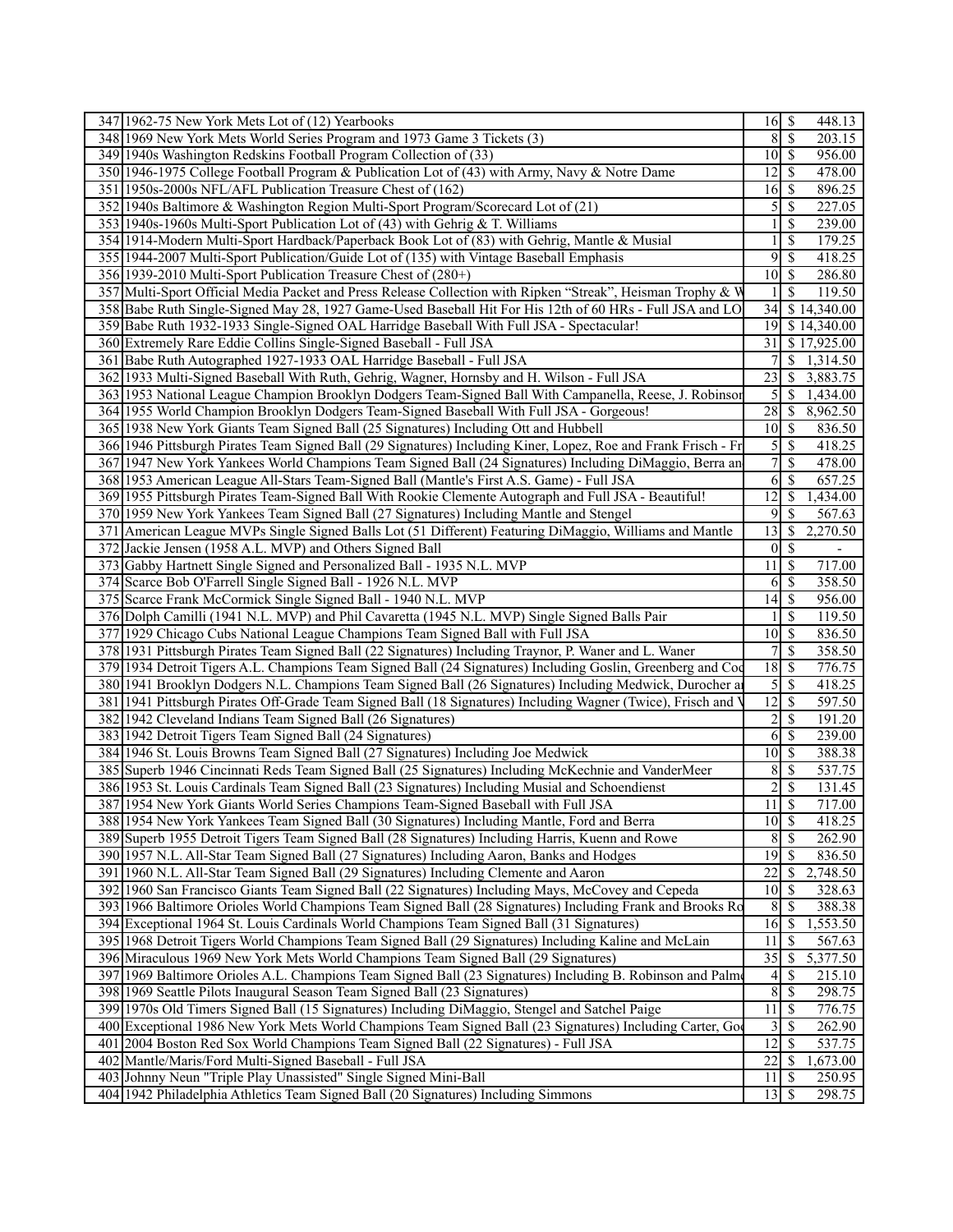| | | | | |
|---|---|---|---|---|
| 347 | 1962-75 New York Mets Lot of (12) Yearbooks | 16 | $ | 448.13 |
| 348 | 1969 New York Mets World Series Program and 1973 Game 3 Tickets (3) | 8 | $ | 203.15 |
| 349 | 1940s Washington Redskins Football Program Collection of (33) | 10 | $ | 956.00 |
| 350 | 1946-1975 College Football Program & Publication Lot of (43) with Army, Navy & Notre Dame | 12 | $ | 478.00 |
| 351 | 1950s-2000s NFL/AFL Publication Treasure Chest of (162) | 16 | $ | 896.25 |
| 352 | 1940s Baltimore & Washington Region Multi-Sport Program/Scorecard Lot of (21) | 5 | $ | 227.05 |
| 353 | 1940s-1960s Multi-Sport Publication Lot of (43) with Gehrig & T. Williams | 1 | $ | 239.00 |
| 354 | 1914-Modern Multi-Sport Hardback/Paperback Book Lot of (83) with Gehrig, Mantle & Musial | 1 | $ | 179.25 |
| 355 | 1944-2007 Multi-Sport Publication/Guide Lot of (135) with Vintage Baseball Emphasis | 9 | $ | 418.25 |
| 356 | 1939-2010 Multi-Sport Publication Treasure Chest of (280+) | 10 | $ | 286.80 |
| 357 | Multi-Sport Official Media Packet and Press Release Collection with Ripken "Streak", Heisman Trophy & W | 1 | $ | 119.50 |
| 358 | Babe Ruth Single-Signed May 28, 1927 Game-Used Baseball Hit For His 12th of 60 HRs - Full JSA and LO | 34 | $ | 14,340.00 |
| 359 | Babe Ruth 1932-1933 Single-Signed OAL Harridge Baseball With Full JSA - Spectacular! | 19 | $ | 14,340.00 |
| 360 | Extremely Rare Eddie Collins Single-Signed Baseball - Full JSA | 31 | $ | 17,925.00 |
| 361 | Babe Ruth Autographed 1927-1933 OAL Harridge Baseball - Full JSA | 7 | $ | 1,314.50 |
| 362 | 1933 Multi-Signed Baseball With Ruth, Gehrig, Wagner, Hornsby and H. Wilson - Full JSA | 23 | $ | 3,883.75 |
| 363 | 1953 National League Champion Brooklyn Dodgers Team-Signed Ball With Campanella, Reese, J. Robinson | 5 | $ | 1,434.00 |
| 364 | 1955 World Champion Brooklyn Dodgers Team-Signed Baseball With Full JSA - Gorgeous! | 28 | $ | 8,962.50 |
| 365 | 1938 New York Giants Team Signed Ball (25 Signatures) Including Ott and Hubbell | 10 | $ | 836.50 |
| 366 | 1946 Pittsburgh Pirates Team Signed Ball (29 Signatures) Including Kiner, Lopez, Roe and Frank Frisch - Fr | 5 | $ | 418.25 |
| 367 | 1947 New York Yankees World Champions Team Signed Ball (24 Signatures) Including DiMaggio, Berra an | 7 | $ | 478.00 |
| 368 | 1953 American League All-Stars Team-Signed Ball (Mantle's First A.S. Game) - Full JSA | 6 | $ | 657.25 |
| 369 | 1955 Pittsburgh Pirates Team-Signed Ball With Rookie Clemente Autograph and Full JSA - Beautiful! | 12 | $ | 1,434.00 |
| 370 | 1959 New York Yankees Team Signed Ball (27 Signatures) Including Mantle and Stengel | 9 | $ | 567.63 |
| 371 | American League MVPs Single Signed Balls Lot (51 Different) Featuring DiMaggio, Williams and Mantle | 13 | $ | 2,270.50 |
| 372 | Jackie Jensen (1958 A.L. MVP) and Others Signed Ball | 0 | $ | - |
| 373 | Gabby Hartnett Single Signed and Personalized Ball - 1935 N.L. MVP | 11 | $ | 717.00 |
| 374 | Scarce Bob O'Farrell Single Signed Ball - 1926 N.L. MVP | 6 | $ | 358.50 |
| 375 | Scarce Frank McCormick Single Signed Ball - 1940 N.L. MVP | 14 | $ | 956.00 |
| 376 | Dolph Camilli (1941 N.L. MVP) and Phil Cavaretta (1945 N.L. MVP) Single Signed Balls Pair | 1 | $ | 119.50 |
| 377 | 1929 Chicago Cubs National League Champions Team Signed Ball with Full JSA | 10 | $ | 836.50 |
| 378 | 1931 Pittsburgh Pirates Team Signed Ball (22 Signatures) Including Traynor, P. Waner and L. Waner | 7 | $ | 358.50 |
| 379 | 1934 Detroit Tigers A.L. Champions Team Signed Ball (24 Signatures) Including Goslin, Greenberg and Coc | 18 | $ | 776.75 |
| 380 | 1941 Brooklyn Dodgers N.L. Champions Team Signed Ball (26 Signatures) Including Medwick, Durocher ar | 5 | $ | 418.25 |
| 381 | 1941 Pittsburgh Pirates Off-Grade Team Signed Ball (18 Signatures) Including Wagner (Twice), Frisch and V | 12 | $ | 597.50 |
| 382 | 1942 Cleveland Indians Team Signed Ball (26 Signatures) | 2 | $ | 191.20 |
| 383 | 1942 Detroit Tigers Team Signed Ball (24 Signatures) | 6 | $ | 239.00 |
| 384 | 1946 St. Louis Browns Team Signed Ball (27 Signatures) Including Joe Medwick | 10 | $ | 388.38 |
| 385 | Superb 1946 Cincinnati Reds Team Signed Ball (25 Signatures) Including McKechnie and VanderMeer | 8 | $ | 537.75 |
| 386 | 1953 St. Louis Cardinals Team Signed Ball (23 Signatures) Including Musial and Schoendienst | 2 | $ | 131.45 |
| 387 | 1954 New York Giants World Series Champions Team-Signed Baseball with Full JSA | 11 | $ | 717.00 |
| 388 | 1954 New York Yankees Team Signed Ball (30 Signatures) Including Mantle, Ford and Berra | 10 | $ | 418.25 |
| 389 | Superb 1955 Detroit Tigers Team Signed Ball (28 Signatures) Including Harris, Kuenn and Rowe | 8 | $ | 262.90 |
| 390 | 1957 N.L. All-Star Team Signed Ball (27 Signatures) Including Aaron, Banks and Hodges | 19 | $ | 836.50 |
| 391 | 1960 N.L. All-Star Team Signed Ball (29 Signatures) Including Clemente and Aaron | 22 | $ | 2,748.50 |
| 392 | 1960 San Francisco Giants Team Signed Ball (22 Signatures) Including Mays, McCovey and Cepeda | 10 | $ | 328.63 |
| 393 | 1966 Baltimore Orioles World Champions Team Signed Ball (28 Signatures) Including Frank and Brooks Ro | 8 | $ | 388.38 |
| 394 | Exceptional 1964 St. Louis Cardinals World Champions Team Signed Ball (31 Signatures) | 16 | $ | 1,553.50 |
| 395 | 1968 Detroit Tigers World Champions Team Signed Ball (29 Signatures) Including Kaline and McLain | 11 | $ | 567.63 |
| 396 | Miraculous 1969 New York Mets World Champions Team Signed Ball (29 Signatures) | 35 | $ | 5,377.50 |
| 397 | 1969 Baltimore Orioles A.L. Champions Team Signed Ball (23 Signatures) Including B. Robinson and Palme | 4 | $ | 215.10 |
| 398 | 1969 Seattle Pilots Inaugural Season Team Signed Ball (23 Signatures) | 8 | $ | 298.75 |
| 399 | 1970s Old Timers Signed Ball (15 Signatures) Including DiMaggio, Stengel and Satchel Paige | 11 | $ | 776.75 |
| 400 | Exceptional 1986 New York Mets World Champions Team Signed Ball (23 Signatures) Including Carter, Goo | 3 | $ | 262.90 |
| 401 | 2004 Boston Red Sox World Champions Team Signed Ball (22 Signatures) - Full JSA | 12 | $ | 537.75 |
| 402 | Mantle/Maris/Ford Multi-Signed Baseball - Full JSA | 22 | $ | 1,673.00 |
| 403 | Johnny Neun "Triple Play Unassisted" Single Signed Mini-Ball | 11 | $ | 250.95 |
| 404 | 1942 Philadelphia Athletics Team Signed Ball (20 Signatures) Including Simmons | 13 | $ | 298.75 |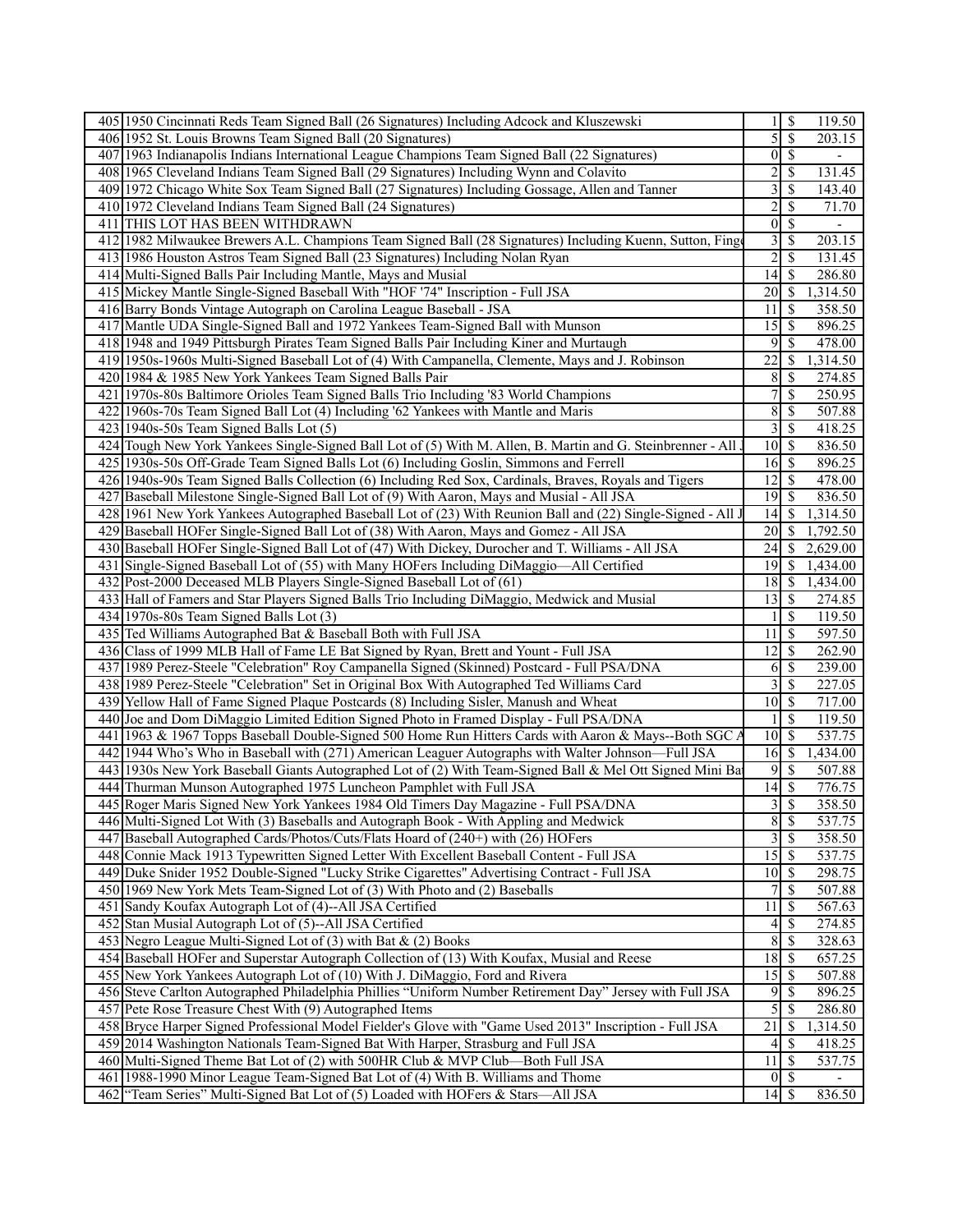| | | | | |
|---|---|---|---|---|
| 405 | 1950 Cincinnati Reds Team Signed Ball (26 Signatures) Including Adcock and Kluszewski | 1 | $ | 119.50 |
| 406 | 1952 St. Louis Browns Team Signed Ball (20 Signatures) | 5 | $ | 203.15 |
| 407 | 1963 Indianapolis Indians International League Champions Team Signed Ball (22 Signatures) | 0 | $ | - |
| 408 | 1965 Cleveland Indians Team Signed Ball (29 Signatures) Including Wynn and Colavito | 2 | $ | 131.45 |
| 409 | 1972 Chicago White Sox Team Signed Ball (27 Signatures) Including Gossage, Allen and Tanner | 3 | $ | 143.40 |
| 410 | 1972 Cleveland Indians Team Signed Ball (24 Signatures) | 2 | $ | 71.70 |
| 411 | THIS LOT HAS BEEN WITHDRAWN | 0 | $ | - |
| 412 | 1982 Milwaukee Brewers A.L. Champions Team Signed Ball (28 Signatures) Including Kuenn, Sutton, Fing | 3 | $ | 203.15 |
| 413 | 1986 Houston Astros Team Signed Ball (23 Signatures) Including Nolan Ryan | 2 | $ | 131.45 |
| 414 | Multi-Signed Balls Pair Including Mantle, Mays and Musial | 14 | $ | 286.80 |
| 415 | Mickey Mantle Single-Signed Baseball With "HOF '74" Inscription - Full JSA | 20 | $ | 1,314.50 |
| 416 | Barry Bonds Vintage Autograph on Carolina League Baseball - JSA | 11 | $ | 358.50 |
| 417 | Mantle UDA Single-Signed Ball and 1972 Yankees Team-Signed Ball with Munson | 15 | $ | 896.25 |
| 418 | 1948 and 1949 Pittsburgh Pirates Team Signed Balls Pair Including Kiner and Murtaugh | 9 | $ | 478.00 |
| 419 | 1950s-1960s Multi-Signed Baseball Lot of (4) With Campanella, Clemente, Mays and J. Robinson | 22 | $ | 1,314.50 |
| 420 | 1984 & 1985 New York Yankees Team Signed Balls Pair | 8 | $ | 274.85 |
| 421 | 1970s-80s Baltimore Orioles Team Signed Balls Trio Including '83 World Champions | 7 | $ | 250.95 |
| 422 | 1960s-70s Team Signed Ball Lot (4) Including '62 Yankees with Mantle and Maris | 8 | $ | 507.88 |
| 423 | 1940s-50s Team Signed Balls Lot (5) | 3 | $ | 418.25 |
| 424 | Tough New York Yankees Single-Signed Ball Lot of (5) With M. Allen, B. Martin and G. Steinbrenner - All | 10 | $ | 836.50 |
| 425 | 1930s-50s Off-Grade Team Signed Balls Lot (6) Including Goslin, Simmons and Ferrell | 16 | $ | 896.25 |
| 426 | 1940s-90s Team Signed Balls Collection (6) Including Red Sox, Cardinals, Braves, Royals and Tigers | 12 | $ | 478.00 |
| 427 | Baseball Milestone Single-Signed Ball Lot of (9) With Aaron, Mays and Musial - All JSA | 19 | $ | 836.50 |
| 428 | 1961 New York Yankees Autographed Baseball Lot of (23) With Reunion Ball and (22) Single-Signed - All J | 14 | $ | 1,314.50 |
| 429 | Baseball HOFer Single-Signed Ball Lot of (38) With Aaron, Mays and Gomez - All JSA | 20 | $ | 1,792.50 |
| 430 | Baseball HOFer Single-Signed Ball Lot of (47) With Dickey, Durocher and T. Williams - All JSA | 24 | $ | 2,629.00 |
| 431 | Single-Signed Baseball Lot of (55) with Many HOFers Including DiMaggio—All Certified | 19 | $ | 1,434.00 |
| 432 | Post-2000 Deceased MLB Players Single-Signed Baseball Lot of (61) | 18 | $ | 1,434.00 |
| 433 | Hall of Famers and Star Players Signed Balls Trio Including DiMaggio, Medwick and Musial | 13 | $ | 274.85 |
| 434 | 1970s-80s Team Signed Balls Lot (3) | 1 | $ | 119.50 |
| 435 | Ted Williams Autographed Bat & Baseball Both with Full JSA | 11 | $ | 597.50 |
| 436 | Class of 1999 MLB Hall of Fame LE Bat Signed by Ryan, Brett and Yount - Full JSA | 12 | $ | 262.90 |
| 437 | 1989 Perez-Steele "Celebration" Roy Campanella Signed (Skinned) Postcard - Full PSA/DNA | 6 | $ | 239.00 |
| 438 | 1989 Perez-Steele "Celebration" Set in Original Box With Autographed Ted Williams Card | 3 | $ | 227.05 |
| 439 | Yellow Hall of Fame Signed Plaque Postcards (8) Including Sisler, Manush and Wheat | 10 | $ | 717.00 |
| 440 | Joe and Dom DiMaggio Limited Edition Signed Photo in Framed Display - Full PSA/DNA | 1 | $ | 119.50 |
| 441 | 1963 & 1967 Topps Baseball Double-Signed 500 Home Run Hitters Cards with Aaron & Mays--Both SGC A | 10 | $ | 537.75 |
| 442 | 1944 Who's Who in Baseball with (271) American Leaguer Autographs with Walter Johnson—Full JSA | 16 | $ | 1,434.00 |
| 443 | 1930s New York Baseball Giants Autographed Lot of (2) With Team-Signed Ball & Mel Ott Signed Mini Ba | 9 | $ | 507.88 |
| 444 | Thurman Munson Autographed 1975 Luncheon Pamphlet with Full JSA | 14 | $ | 776.75 |
| 445 | Roger Maris Signed New York Yankees 1984 Old Timers Day Magazine - Full PSA/DNA | 3 | $ | 358.50 |
| 446 | Multi-Signed Lot With (3) Baseballs and Autograph Book - With Appling and Medwick | 8 | $ | 537.75 |
| 447 | Baseball Autographed Cards/Photos/Cuts/Flats Hoard of (240+) with (26) HOFers | 3 | $ | 358.50 |
| 448 | Connie Mack 1913 Typewritten Signed Letter With Excellent Baseball Content - Full JSA | 15 | $ | 537.75 |
| 449 | Duke Snider 1952 Double-Signed "Lucky Strike Cigarettes" Advertising Contract - Full JSA | 10 | $ | 298.75 |
| 450 | 1969 New York Mets Team-Signed Lot of (3) With Photo and (2) Baseballs | 7 | $ | 507.88 |
| 451 | Sandy Koufax Autograph Lot of (4)--All JSA Certified | 11 | $ | 567.63 |
| 452 | Stan Musial Autograph Lot of (5)--All JSA Certified | 4 | $ | 274.85 |
| 453 | Negro League Multi-Signed Lot of (3) with Bat & (2) Books | 8 | $ | 328.63 |
| 454 | Baseball HOFer and Superstar Autograph Collection of (13) With Koufax, Musial and Reese | 18 | $ | 657.25 |
| 455 | New York Yankees Autograph Lot of (10) With J. DiMaggio, Ford and Rivera | 15 | $ | 507.88 |
| 456 | Steve Carlton Autographed Philadelphia Phillies "Uniform Number Retirement Day" Jersey with Full JSA | 9 | $ | 896.25 |
| 457 | Pete Rose Treasure Chest With (9) Autographed Items | 5 | $ | 286.80 |
| 458 | Bryce Harper Signed Professional Model Fielder's Glove with "Game Used 2013" Inscription - Full JSA | 21 | $ | 1,314.50 |
| 459 | 2014 Washington Nationals Team-Signed Bat With Harper, Strasburg and Full JSA | 4 | $ | 418.25 |
| 460 | Multi-Signed Theme Bat Lot of (2) with 500HR Club & MVP Club—Both Full JSA | 11 | $ | 537.75 |
| 461 | 1988-1990 Minor League Team-Signed Bat Lot of (4) With B. Williams and Thome | 0 | $ | - |
| 462 | "Team Series" Multi-Signed Bat Lot of (5) Loaded with HOFers & Stars—All JSA | 14 | $ | 836.50 |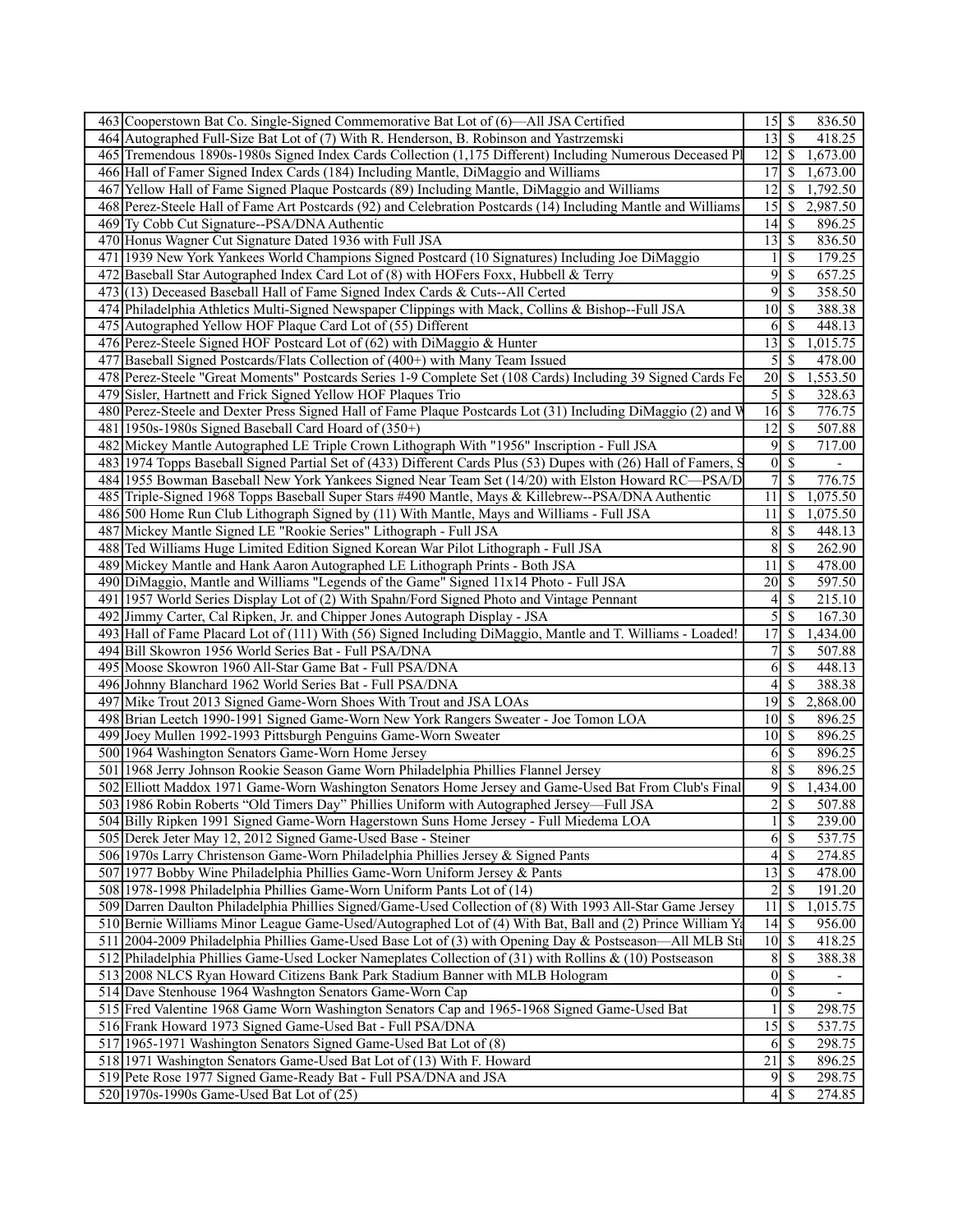| | | | | |
|---|---|---|---|---|
| 463 | Cooperstown Bat Co. Single-Signed Commemorative Bat Lot of (6)—All JSA Certified | 15 | $ | 836.50 |
| 464 | Autographed Full-Size Bat Lot of (7) With R. Henderson, B. Robinson and Yastrzemski | 13 | $ | 418.25 |
| 465 | Tremendous 1890s-1980s Signed Index Cards Collection (1,175 Different) Including Numerous Deceased Pl | 12 | $ | 1,673.00 |
| 466 | Hall of Famer Signed Index Cards (184) Including Mantle, DiMaggio and Williams | 17 | $ | 1,673.00 |
| 467 | Yellow Hall of Fame Signed Plaque Postcards (89) Including Mantle, DiMaggio and Williams | 12 | $ | 1,792.50 |
| 468 | Perez-Steele Hall of Fame Art Postcards (92) and Celebration Postcards (14) Including Mantle and Williams | 15 | $ | 2,987.50 |
| 469 | Ty Cobb Cut Signature--PSA/DNA Authentic | 14 | $ | 896.25 |
| 470 | Honus Wagner Cut Signature Dated 1936 with Full JSA | 13 | $ | 836.50 |
| 471 | 1939 New York Yankees World Champions Signed Postcard (10 Signatures) Including Joe DiMaggio | 1 | $ | 179.25 |
| 472 | Baseball Star Autographed Index Card Lot of (8) with HOFers Foxx, Hubbell & Terry | 9 | $ | 657.25 |
| 473 | (13) Deceased Baseball Hall of Fame Signed Index Cards & Cuts--All Certed | 9 | $ | 358.50 |
| 474 | Philadelphia Athletics Multi-Signed Newspaper Clippings with Mack, Collins & Bishop--Full JSA | 10 | $ | 388.38 |
| 475 | Autographed Yellow HOF Plaque Card Lot of (55) Different | 6 | $ | 448.13 |
| 476 | Perez-Steele Signed HOF Postcard Lot of (62) with DiMaggio & Hunter | 13 | $ | 1,015.75 |
| 477 | Baseball Signed Postcards/Flats Collection of (400+) with Many Team Issued | 5 | $ | 478.00 |
| 478 | Perez-Steele "Great Moments" Postcards Series 1-9 Complete Set (108 Cards) Including 39 Signed Cards Fe | 20 | $ | 1,553.50 |
| 479 | Sisler, Hartnett and Frick Signed Yellow HOF Plaques Trio | 5 | $ | 328.63 |
| 480 | Perez-Steele and Dexter Press Signed Hall of Fame Plaque Postcards Lot (31) Including DiMaggio (2) and W | 16 | $ | 776.75 |
| 481 | 1950s-1980s Signed Baseball Card Hoard of (350+) | 12 | $ | 507.88 |
| 482 | Mickey Mantle Autographed LE Triple Crown Lithograph With "1956" Inscription - Full JSA | 9 | $ | 717.00 |
| 483 | 1974 Topps Baseball Signed Partial Set of (433) Different Cards Plus (53) Dupes with (26) Hall of Famers, S | 0 | $ | - |
| 484 | 1955 Bowman Baseball New York Yankees Signed Near Team Set (14/20) with Elston Howard RC—PSA/D | 7 | $ | 776.75 |
| 485 | Triple-Signed 1968 Topps Baseball Super Stars #490 Mantle, Mays & Killebrew--PSA/DNA Authentic | 11 | $ | 1,075.50 |
| 486 | 500 Home Run Club Lithograph Signed by (11) With Mantle, Mays and Williams - Full JSA | 11 | $ | 1,075.50 |
| 487 | Mickey Mantle Signed LE "Rookie Series" Lithograph - Full JSA | 8 | $ | 448.13 |
| 488 | Ted Williams Huge Limited Edition Signed Korean War Pilot Lithograph - Full JSA | 8 | $ | 262.90 |
| 489 | Mickey Mantle and Hank Aaron Autographed LE Lithograph Prints - Both JSA | 11 | $ | 478.00 |
| 490 | DiMaggio, Mantle and Williams "Legends of the Game" Signed 11x14 Photo - Full JSA | 20 | $ | 597.50 |
| 491 | 1957 World Series Display Lot of (2) With Spahn/Ford Signed Photo and Vintage Pennant | 4 | $ | 215.10 |
| 492 | Jimmy Carter, Cal Ripken, Jr. and Chipper Jones Autograph Display - JSA | 5 | $ | 167.30 |
| 493 | Hall of Fame Placard Lot of (111) With (56) Signed Including DiMaggio, Mantle and T. Williams - Loaded! | 17 | $ | 1,434.00 |
| 494 | Bill Skowron 1956 World Series Bat - Full PSA/DNA | 7 | $ | 507.88 |
| 495 | Moose Skowron 1960 All-Star Game Bat - Full PSA/DNA | 6 | $ | 448.13 |
| 496 | Johnny Blanchard 1962 World Series Bat - Full PSA/DNA | 4 | $ | 388.38 |
| 497 | Mike Trout 2013 Signed Game-Worn Shoes With Trout and JSA LOAs | 19 | $ | 2,868.00 |
| 498 | Brian Leetch 1990-1991 Signed Game-Worn New York Rangers Sweater - Joe Tomon LOA | 10 | $ | 896.25 |
| 499 | Joey Mullen 1992-1993 Pittsburgh Penguins Game-Worn Sweater | 10 | $ | 896.25 |
| 500 | 1964 Washington Senators Game-Worn Home Jersey | 6 | $ | 896.25 |
| 501 | 1968 Jerry Johnson Rookie Season Game Worn Philadelphia Phillies Flannel Jersey | 8 | $ | 896.25 |
| 502 | Elliott Maddox 1971 Game-Worn Washington Senators Home Jersey and Game-Used Bat From Club's Final | 9 | $ | 1,434.00 |
| 503 | 1986 Robin Roberts "Old Timers Day" Phillies Uniform with Autographed Jersey—Full JSA | 2 | $ | 507.88 |
| 504 | Billy Ripken 1991 Signed Game-Worn Hagerstown Suns Home Jersey - Full Miedema LOA | 1 | $ | 239.00 |
| 505 | Derek Jeter May 12, 2012 Signed Game-Used Base - Steiner | 6 | $ | 537.75 |
| 506 | 1970s Larry Christenson Game-Worn Philadelphia Phillies Jersey & Signed Pants | 4 | $ | 274.85 |
| 507 | 1977 Bobby Wine Philadelphia Phillies Game-Worn Uniform Jersey & Pants | 13 | $ | 478.00 |
| 508 | 1978-1998 Philadelphia Phillies Game-Worn Uniform Pants Lot of (14) | 2 | $ | 191.20 |
| 509 | Darren Daulton Philadelphia Phillies Signed/Game-Used Collection of (8) With 1993 All-Star Game Jersey | 11 | $ | 1,015.75 |
| 510 | Bernie Williams Minor League Game-Used/Autographed Lot of (4) With Bat, Ball and (2) Prince William Ya | 14 | $ | 956.00 |
| 511 | 2004-2009 Philadelphia Phillies Game-Used Base Lot of (3) with Opening Day & Postseason—All MLB Sti | 10 | $ | 418.25 |
| 512 | Philadelphia Phillies Game-Used Locker Nameplates Collection of (31) with Rollins & (10) Postseason | 8 | $ | 388.38 |
| 513 | 2008 NLCS Ryan Howard Citizens Bank Park Stadium Banner with MLB Hologram | 0 | $ | - |
| 514 | Dave Stenhouse 1964 Washngton Senators Game-Worn Cap | 0 | $ | - |
| 515 | Fred Valentine 1968 Game Worn Washington Senators Cap and 1965-1968 Signed Game-Used Bat | 1 | $ | 298.75 |
| 516 | Frank Howard 1973 Signed Game-Used Bat - Full PSA/DNA | 15 | $ | 537.75 |
| 517 | 1965-1971 Washington Senators Signed Game-Used Bat Lot of (8) | 6 | $ | 298.75 |
| 518 | 1971 Washington Senators Game-Used Bat Lot of (13) With F. Howard | 21 | $ | 896.25 |
| 519 | Pete Rose 1977 Signed Game-Ready Bat - Full PSA/DNA and JSA | 9 | $ | 298.75 |
| 520 | 1970s-1990s Game-Used Bat Lot of (25) | 4 | $ | 274.85 |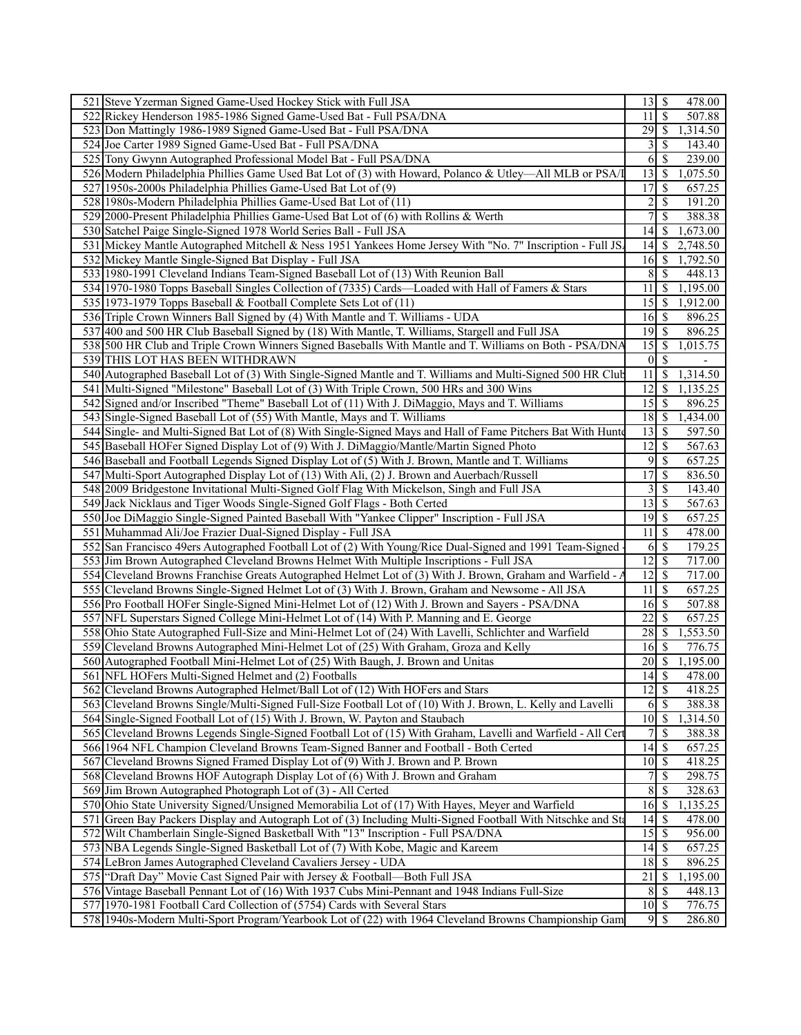| | | | | |
|---|---|---|---|---|
| 521 | Steve Yzerman Signed Game-Used Hockey Stick with Full JSA | 13 | $ | 478.00 |
| 522 | Rickey Henderson 1985-1986 Signed Game-Used Bat - Full PSA/DNA | 11 | $ | 507.88 |
| 523 | Don Mattingly 1986-1989 Signed Game-Used Bat - Full PSA/DNA | 29 | $ | 1,314.50 |
| 524 | Joe Carter 1989 Signed Game-Used Bat - Full PSA/DNA | 3 | $ | 143.40 |
| 525 | Tony Gwynn Autographed Professional Model Bat - Full PSA/DNA | 6 | $ | 239.00 |
| 526 | Modern Philadelphia Phillies Game Used Bat Lot of (3) with Howard, Polanco & Utley—All MLB or PSA/I | 13 | $ | 1,075.50 |
| 527 | 1950s-2000s Philadelphia Phillies Game-Used Bat Lot of (9) | 17 | $ | 657.25 |
| 528 | 1980s-Modern Philadelphia Phillies Game-Used Bat Lot of (11) | 2 | $ | 191.20 |
| 529 | 2000-Present Philadelphia Phillies Game-Used Bat Lot of (6) with Rollins & Werth | 7 | $ | 388.38 |
| 530 | Satchel Paige Single-Signed 1978 World Series Ball - Full JSA | 14 | $ | 1,673.00 |
| 531 | Mickey Mantle Autographed Mitchell & Ness 1951 Yankees Home Jersey With "No. 7" Inscription - Full JSA | 14 | $ | 2,748.50 |
| 532 | Mickey Mantle Single-Signed Bat Display - Full JSA | 16 | $ | 1,792.50 |
| 533 | 1980-1991 Cleveland Indians Team-Signed Baseball Lot of (13) With Reunion Ball | 8 | $ | 448.13 |
| 534 | 1970-1980 Topps Baseball Singles Collection of (7335) Cards—Loaded with Hall of Famers & Stars | 11 | $ | 1,195.00 |
| 535 | 1973-1979 Topps Baseball & Football Complete Sets Lot of (11) | 15 | $ | 1,912.00 |
| 536 | Triple Crown Winners Ball Signed by (4) With Mantle and T. Williams - UDA | 16 | $ | 896.25 |
| 537 | 400 and 500 HR Club Baseball Signed by (18) With Mantle, T. Williams, Stargell and Full JSA | 19 | $ | 896.25 |
| 538 | 500 HR Club and Triple Crown Winners Signed Baseballs With Mantle and T. Williams on Both - PSA/DNA | 15 | $ | 1,015.75 |
| 539 | THIS LOT HAS BEEN WITHDRAWN | 0 | $ | - |
| 540 | Autographed Baseball Lot of (3) With Single-Signed Mantle and T. Williams and Multi-Signed 500 HR Club | 11 | $ | 1,314.50 |
| 541 | Multi-Signed "Milestone" Baseball Lot of (3) With Triple Crown, 500 HRs and 300 Wins | 12 | $ | 1,135.25 |
| 542 | Signed and/or Inscribed "Theme" Baseball Lot of (11) With J. DiMaggio, Mays and T. Williams | 15 | $ | 896.25 |
| 543 | Single-Signed Baseball Lot of (55) With Mantle, Mays and T. Williams | 18 | $ | 1,434.00 |
| 544 | Single- and Multi-Signed Bat Lot of (8) With Single-Signed Mays and Hall of Fame Pitchers Bat With Hunte | 13 | $ | 597.50 |
| 545 | Baseball HOFer Signed Display Lot of (9) With J. DiMaggio/Mantle/Martin Signed Photo | 12 | $ | 567.63 |
| 546 | Baseball and Football Legends Signed Display Lot of (5) With J. Brown, Mantle and T. Williams | 9 | $ | 657.25 |
| 547 | Multi-Sport Autographed Display Lot of (13) With Ali, (2) J. Brown and Auerbach/Russell | 17 | $ | 836.50 |
| 548 | 2009 Bridgestone Invitational Multi-Signed Golf Flag With Mickelson, Singh and Full JSA | 3 | $ | 143.40 |
| 549 | Jack Nicklaus and Tiger Woods Single-Signed Golf Flags - Both Certed | 13 | $ | 567.63 |
| 550 | Joe DiMaggio Single-Signed Painted Baseball With "Yankee Clipper" Inscription - Full JSA | 19 | $ | 657.25 |
| 551 | Muhammad Ali/Joe Frazier Dual-Signed Display - Full JSA | 11 | $ | 478.00 |
| 552 | San Francisco 49ers Autographed Football Lot of (2) With Young/Rice Dual-Signed and 1991 Team-Signed - | 6 | $ | 179.25 |
| 553 | Jim Brown Autographed Cleveland Browns Helmet With Multiple Inscriptions - Full JSA | 12 | $ | 717.00 |
| 554 | Cleveland Browns Franchise Greats Autographed Helmet Lot of (3) With J. Brown, Graham and Warfield - A | 12 | $ | 717.00 |
| 555 | Cleveland Browns Single-Signed Helmet Lot of (3) With J. Brown, Graham and Newsome - All JSA | 11 | $ | 657.25 |
| 556 | Pro Football HOFer Single-Signed Mini-Helmet Lot of (12) With J. Brown and Sayers - PSA/DNA | 16 | $ | 507.88 |
| 557 | NFL Superstars Signed College Mini-Helmet Lot of (14) With P. Manning and E. George | 22 | $ | 657.25 |
| 558 | Ohio State Autographed Full-Size and Mini-Helmet Lot of (24) With Lavelli, Schlichter and Warfield | 28 | $ | 1,553.50 |
| 559 | Cleveland Browns Autographed Mini-Helmet Lot of (25) With Graham, Groza and Kelly | 16 | $ | 776.75 |
| 560 | Autographed Football Mini-Helmet Lot of (25) With Baugh, J. Brown and Unitas | 20 | $ | 1,195.00 |
| 561 | NFL HOFers Multi-Signed Helmet and (2) Footballs | 14 | $ | 478.00 |
| 562 | Cleveland Browns Autographed Helmet/Ball Lot of (12) With HOFers and Stars | 12 | $ | 418.25 |
| 563 | Cleveland Browns Single/Multi-Signed Full-Size Football Lot of (10) With J. Brown, L. Kelly and Lavelli | 6 | $ | 388.38 |
| 564 | Single-Signed Football Lot of (15) With J. Brown, W. Payton and Staubach | 10 | $ | 1,314.50 |
| 565 | Cleveland Browns Legends Single-Signed Football Lot of (15) With Graham, Lavelli and Warfield - All Cert | 7 | $ | 388.38 |
| 566 | 1964 NFL Champion Cleveland Browns Team-Signed Banner and Football - Both Certed | 14 | $ | 657.25 |
| 567 | Cleveland Browns Signed Framed Display Lot of (9) With J. Brown and P. Brown | 10 | $ | 418.25 |
| 568 | Cleveland Browns HOF Autograph Display Lot of (6) With J. Brown and Graham | 7 | $ | 298.75 |
| 569 | Jim Brown Autographed Photograph Lot of (3) - All Certed | 8 | $ | 328.63 |
| 570 | Ohio State University Signed/Unsigned Memorabilia Lot of (17) With Hayes, Meyer and Warfield | 16 | $ | 1,135.25 |
| 571 | Green Bay Packers Display and Autograph Lot of (3) Including Multi-Signed Football With Nitschke and Sta | 14 | $ | 478.00 |
| 572 | Wilt Chamberlain Single-Signed Basketball With "13" Inscription - Full PSA/DNA | 15 | $ | 956.00 |
| 573 | NBA Legends Single-Signed Basketball Lot of (7) With Kobe, Magic and Kareem | 14 | $ | 657.25 |
| 574 | LeBron James Autographed Cleveland Cavaliers Jersey - UDA | 18 | $ | 896.25 |
| 575 | "Draft Day" Movie Cast Signed Pair with Jersey & Football—Both Full JSA | 21 | $ | 1,195.00 |
| 576 | Vintage Baseball Pennant Lot of (16) With 1937 Cubs Mini-Pennant and 1948 Indians Full-Size | 8 | $ | 448.13 |
| 577 | 1970-1981 Football Card Collection of (5754) Cards with Several Stars | 10 | $ | 776.75 |
| 578 | 1940s-Modern Multi-Sport Program/Yearbook Lot of (22) with 1964 Cleveland Browns Championship Gam | 9 | $ | 286.80 |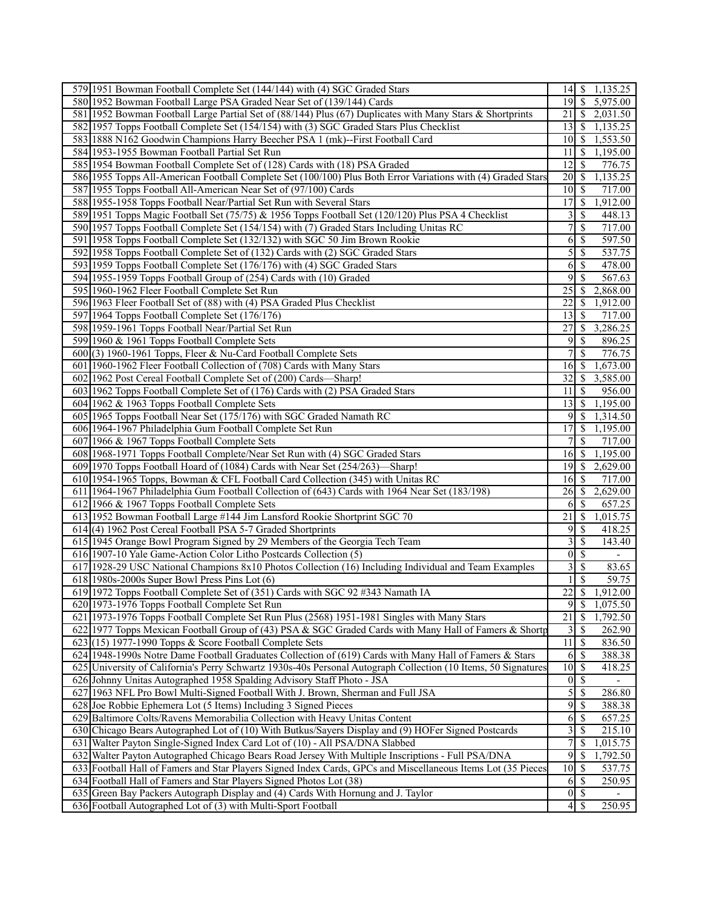| | | | | |
|---|---|---|---|---|
| 579 | 1951 Bowman Football Complete Set (144/144) with (4) SGC Graded Stars | 14 | $ | 1,135.25 |
| 580 | 1952 Bowman Football Large PSA Graded Near Set of (139/144) Cards | 19 | $ | 5,975.00 |
| 581 | 1952 Bowman Football Large Partial Set of (88/144) Plus (67) Duplicates with Many Stars & Shortprints | 21 | $ | 2,031.50 |
| 582 | 1957 Topps Football Complete Set (154/154) with (3) SGC Graded Stars Plus Checklist | 13 | $ | 1,135.25 |
| 583 | 1888 N162 Goodwin Champions Harry Beecher PSA 1 (mk)--First Football Card | 10 | $ | 1,553.50 |
| 584 | 1953-1955 Bowman Football Partial Set Run | 11 | $ | 1,195.00 |
| 585 | 1954 Bowman Football Complete Set of (128) Cards with (18) PSA Graded | 12 | $ | 776.75 |
| 586 | 1955 Topps All-American Football Complete Set (100/100) Plus Both Error Variations with (4) Graded Stars | 20 | $ | 1,135.25 |
| 587 | 1955 Topps Football All-American Near Set of (97/100) Cards | 10 | $ | 717.00 |
| 588 | 1955-1958 Topps Football Near/Partial Set Run with Several Stars | 17 | $ | 1,912.00 |
| 589 | 1951 Topps Magic Football Set (75/75) & 1956 Topps Football Set (120/120) Plus PSA 4 Checklist | 3 | $ | 448.13 |
| 590 | 1957 Topps Football Complete Set (154/154) with (7) Graded Stars Including Unitas RC | 7 | $ | 717.00 |
| 591 | 1958 Topps Football Complete Set (132/132) with SGC 50 Jim Brown Rookie | 6 | $ | 597.50 |
| 592 | 1958 Topps Football Complete Set of (132) Cards with (2) SGC Graded Stars | 5 | $ | 537.75 |
| 593 | 1959 Topps Football Complete Set (176/176) with (4) SGC Graded Stars | 6 | $ | 478.00 |
| 594 | 1955-1959 Topps Football Group of (254) Cards with (10) Graded | 9 | $ | 567.63 |
| 595 | 1960-1962 Fleer Football Complete Set Run | 25 | $ | 2,868.00 |
| 596 | 1963 Fleer Football Set of (88) with (4) PSA Graded Plus Checklist | 22 | $ | 1,912.00 |
| 597 | 1964 Topps Football Complete Set (176/176) | 13 | $ | 717.00 |
| 598 | 1959-1961 Topps Football Near/Partial Set Run | 27 | $ | 3,286.25 |
| 599 | 1960 & 1961 Topps Football Complete Sets | 9 | $ | 896.25 |
| 600 | (3) 1960-1961 Topps, Fleer & Nu-Card Football Complete Sets | 7 | $ | 776.75 |
| 601 | 1960-1962 Fleer Football Collection of (708) Cards with Many Stars | 16 | $ | 1,673.00 |
| 602 | 1962 Post Cereal Football Complete Set of (200) Cards—Sharp! | 32 | $ | 3,585.00 |
| 603 | 1962 Topps Football Complete Set of (176) Cards with (2) PSA Graded Stars | 11 | $ | 956.00 |
| 604 | 1962 & 1963 Topps Football Complete Sets | 13 | $ | 1,195.00 |
| 605 | 1965 Topps Football Near Set (175/176) with SGC Graded Namath RC | 9 | $ | 1,314.50 |
| 606 | 1964-1967 Philadelphia Gum Football Complete Set Run | 17 | $ | 1,195.00 |
| 607 | 1966 & 1967 Topps Football Complete Sets | 7 | $ | 717.00 |
| 608 | 1968-1971 Topps Football Complete/Near Set Run with (4) SGC Graded Stars | 16 | $ | 1,195.00 |
| 609 | 1970 Topps Football Hoard of (1084) Cards with Near Set (254/263)—Sharp! | 19 | $ | 2,629.00 |
| 610 | 1954-1965 Topps, Bowman & CFL Football Card Collection (345) with Unitas RC | 16 | $ | 717.00 |
| 611 | 1964-1967 Philadelphia Gum Football Collection of (643) Cards with 1964 Near Set (183/198) | 26 | $ | 2,629.00 |
| 612 | 1966 & 1967 Topps Football Complete Sets | 6 | $ | 657.25 |
| 613 | 1952 Bowman Football Large #144 Jim Lansford Rookie Shortprint SGC 70 | 21 | $ | 1,015.75 |
| 614 | (4) 1962 Post Cereal Football PSA 5-7 Graded Shortprints | 9 | $ | 418.25 |
| 615 | 1945 Orange Bowl Program Signed by 29 Members of the Georgia Tech Team | 3 | $ | 143.40 |
| 616 | 1907-10 Yale Game-Action Color Litho Postcards Collection (5) | 0 | $ | - |
| 617 | 1928-29 USC National Champions 8x10 Photos Collection (16) Including Individual and Team Examples | 3 | $ | 83.65 |
| 618 | 1980s-2000s Super Bowl Press Pins Lot (6) | 1 | $ | 59.75 |
| 619 | 1972 Topps Football Complete Set of (351) Cards with SGC 92 #343 Namath IA | 22 | $ | 1,912.00 |
| 620 | 1973-1976 Topps Football Complete Set Run | 9 | $ | 1,075.50 |
| 621 | 1973-1976 Topps Football Complete Set Run Plus (2568) 1951-1981 Singles with Many Stars | 21 | $ | 1,792.50 |
| 622 | 1977 Topps Mexican Football Group of (43) PSA & SGC Graded Cards with Many Hall of Famers & Shortp | 3 | $ | 262.90 |
| 623 | (15) 1977-1990 Topps & Score Football Complete Sets | 11 | $ | 836.50 |
| 624 | 1948-1990s Notre Dame Football Graduates Collection of (619) Cards with Many Hall of Famers & Stars | 6 | $ | 388.38 |
| 625 | University of California's Perry Schwartz 1930s-40s Personal Autograph Collection (10 Items, 50 Signatures | 10 | $ | 418.25 |
| 626 | Johnny Unitas Autographed 1958 Spalding Advisory Staff Photo - JSA | 0 | $ | - |
| 627 | 1963 NFL Pro Bowl Multi-Signed Football With J. Brown, Sherman and Full JSA | 5 | $ | 286.80 |
| 628 | Joe Robbie Ephemera Lot (5 Items) Including 3 Signed Pieces | 9 | $ | 388.38 |
| 629 | Baltimore Colts/Ravens Memorabilia Collection with Heavy Unitas Content | 6 | $ | 657.25 |
| 630 | Chicago Bears Autographed Lot of (10) With Butkus/Sayers Display and (9) HOFer Signed Postcards | 3 | $ | 215.10 |
| 631 | Walter Payton Single-Signed Index Card Lot of (10) - All PSA/DNA Slabbed | 7 | $ | 1,015.75 |
| 632 | Walter Payton Autographed Chicago Bears Road Jersey With Multiple Inscriptions - Full PSA/DNA | 9 | $ | 1,792.50 |
| 633 | Football Hall of Famers and Star Players Signed Index Cards, GPCs and Miscellaneous Items Lot (35 Pieces | 10 | $ | 537.75 |
| 634 | Football Hall of Famers and Star Players Signed Photos Lot (38) | 6 | $ | 250.95 |
| 635 | Green Bay Packers Autograph Display and (4) Cards With Hornung and J. Taylor | 0 | $ | - |
| 636 | Football Autographed Lot of (3) with Multi-Sport Football | 4 | $ | 250.95 |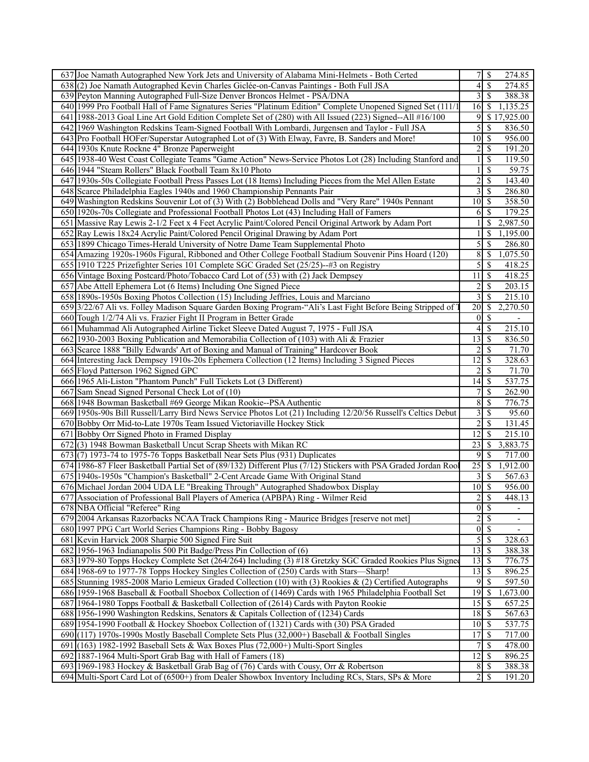| | | | |
|---|---|---|---|
| 637 | Joe Namath Autographed New York Jets and University of Alabama Mini-Helmets - Both Certed | 7 | $ 274.85 |
| 638 | (2) Joe Namath Autographed Kevin Charles Giclée-on-Canvas Paintings - Both Full JSA | 4 | $ 274.85 |
| 639 | Peyton Manning Autographed Full-Size Denver Broncos Helmet - PSA/DNA | 3 | $ 388.38 |
| 640 | 1999 Pro Football Hall of Fame Signatures Series "Platinum Edition" Complete Unopened Signed Set (111/1 | 16 | $ 1,135.25 |
| 641 | 1988-2013 Goal Line Art Gold Edition Complete Set of (280) with All Issued (223) Signed--All #16/100 | 9 | $ 17,925.00 |
| 642 | 1969 Washington Redskins Team-Signed Football With Lombardi, Jurgensen and Taylor - Full JSA | 5 | $ 836.50 |
| 643 | Pro Football HOFer/Superstar Autographed Lot of (3) With Elway, Favre, B. Sanders and More! | 10 | $ 956.00 |
| 644 | 1930s Knute Rockne 4" Bronze Paperweight | 2 | $ 191.20 |
| 645 | 1938-40 West Coast Collegiate Teams "Game Action" News-Service Photos Lot (28) Including Stanford and | 1 | $ 119.50 |
| 646 | 1944 "Steam Rollers" Black Football Team 8x10 Photo | 1 | $ 59.75 |
| 647 | 1930s-50s Collegiate Football Press Passes Lot (18 Items) Including Pieces from the Mel Allen Estate | 2 | $ 143.40 |
| 648 | Scarce Philadelphia Eagles 1940s and 1960 Championship Pennants Pair | 3 | $ 286.80 |
| 649 | Washington Redskins Souvenir Lot of (3) With (2) Bobblehead Dolls and "Very Rare" 1940s Pennant | 10 | $ 358.50 |
| 650 | 1920s-70s Collegiate and Professional Football Photos Lot (43) Including Hall of Famers | 6 | $ 179.25 |
| 651 | Massive Ray Lewis 2-1/2 Feet x 4 Feet Acrylic Paint/Colored Pencil Original Artwork by Adam Port | 1 | $ 2,987.50 |
| 652 | Ray Lewis 18x24 Acrylic Paint/Colored Pencil Original Drawing by Adam Port | 1 | $ 1,195.00 |
| 653 | 1899 Chicago Times-Herald University of Notre Dame Team Supplemental Photo | 5 | $ 286.80 |
| 654 | Amazing 1920s-1960s Figural, Ribboned and Other College Football Stadium Souvenir Pins Hoard (120) | 8 | $ 1,075.50 |
| 655 | 1910 T225 Prizefighter Series 101 Complete SGC Graded Set (25/25)--#3 on Registry | 5 | $ 418.25 |
| 656 | Vintage Boxing Postcard/Photo/Tobacco Card Lot of (53) with (2) Jack Dempsey | 11 | $ 418.25 |
| 657 | Abe Attell Ephemera Lot (6 Items) Including One Signed Piece | 2 | $ 203.15 |
| 658 | 1890s-1950s Boxing Photos Collection (15) Including Jeffries, Louis and Marciano | 3 | $ 215.10 |
| 659 | 3/22/67 Ali vs. Folley Madison Square Garden Boxing Program-"Ali's Last Fight Before Being Stripped of T | 20 | $ 2,270.50 |
| 660 | Tough 1/2/74 Ali vs. Frazier Fight II Program in Better Grade | 0 | $ - |
| 661 | Muhammad Ali Autographed Airline Ticket Sleeve Dated August 7, 1975 - Full JSA | 4 | $ 215.10 |
| 662 | 1930-2003 Boxing Publication and Memorabilia Collection of (103) with Ali & Frazier | 13 | $ 836.50 |
| 663 | Scarce 1888 "Billy Edwards' Art of Boxing and Manual of Training" Hardcover Book | 2 | $ 71.70 |
| 664 | Interesting Jack Dempsey 1910s-20s Ephemera Collection (12 Items) Including 3 Signed Pieces | 12 | $ 328.63 |
| 665 | Floyd Patterson 1962 Signed GPC | 2 | $ 71.70 |
| 666 | 1965 Ali-Liston "Phantom Punch" Full Tickets Lot (3 Different) | 14 | $ 537.75 |
| 667 | Sam Snead Signed Personal Check Lot of (10) | 7 | $ 262.90 |
| 668 | 1948 Bowman Basketball #69 George Mikan Rookie--PSA Authentic | 8 | $ 776.75 |
| 669 | 1950s-90s Bill Russell/Larry Bird News Service Photos Lot (21) Including 12/20/56 Russell's Celtics Debut | 3 | $ 95.60 |
| 670 | Bobby Orr Mid-to-Late 1970s Team Issued Victoriaville Hockey Stick | 2 | $ 131.45 |
| 671 | Bobby Orr Signed Photo in Framed Display | 12 | $ 215.10 |
| 672 | (3) 1948 Bowman Basketball Uncut Scrap Sheets with Mikan RC | 23 | $ 3,883.75 |
| 673 | (7) 1973-74 to 1975-76 Topps Basketball Near Sets Plus (931) Duplicates | 9 | $ 717.00 |
| 674 | 1986-87 Fleer Basketball Partial Set of (89/132) Different Plus (7/12) Stickers with PSA Graded Jordan Rool | 25 | $ 1,912.00 |
| 675 | 1940s-1950s "Champion's Basketball" 2-Cent Arcade Game With Original Stand | 3 | $ 567.63 |
| 676 | Michael Jordan 2004 UDA LE "Breaking Through" Autographed Shadowbox Display | 10 | $ 956.00 |
| 677 | Association of Professional Ball Players of America (APBPA) Ring - Wilmer Reid | 2 | $ 448.13 |
| 678 | NBA Official "Referee" Ring | 0 | $ - |
| 679 | 2004 Arkansas Razorbacks NCAA Track Champions Ring - Maurice Bridges [reserve not met] | 2 | $ - |
| 680 | 1997 PPG Cart World Series Champions Ring - Bobby Bagosy | 0 | $ - |
| 681 | Kevin Harvick 2008 Sharpie 500 Signed Fire Suit | 5 | $ 328.63 |
| 682 | 1956-1963 Indianapolis 500 Pit Badge/Press Pin Collection of (6) | 13 | $ 388.38 |
| 683 | 1979-80 Topps Hockey Complete Set (264/264) Including (3) #18 Gretzky SGC Graded Rookies Plus Signed | 13 | $ 776.75 |
| 684 | 1968-69 to 1977-78 Topps Hockey Singles Collection of (250) Cards with Stars—Sharp! | 13 | $ 896.25 |
| 685 | Stunning 1985-2008 Mario Lemieux Graded Collection (10) with (3) Rookies & (2) Certified Autographs | 9 | $ 597.50 |
| 686 | 1959-1968 Baseball & Football Shoebox Collection of (1469) Cards with 1965 Philadelphia Football Set | 19 | $ 1,673.00 |
| 687 | 1964-1980 Topps Football & Basketball Collection of (2614) Cards with Payton Rookie | 15 | $ 657.25 |
| 688 | 1956-1990 Washington Redskins, Senators & Capitals Collection of (1234) Cards | 18 | $ 567.63 |
| 689 | 1954-1990 Football & Hockey Shoebox Collection of (1321) Cards with (30) PSA Graded | 10 | $ 537.75 |
| 690 | (117) 1970s-1990s Mostly Baseball Complete Sets Plus (32,000+) Baseball & Football Singles | 17 | $ 717.00 |
| 691 | (163) 1982-1992 Baseball Sets & Wax Boxes Plus (72,000+) Multi-Sport Singles | 7 | $ 478.00 |
| 692 | 1887-1964 Multi-Sport Grab Bag with Hall of Famers (18) | 12 | $ 896.25 |
| 693 | 1969-1983 Hockey & Basketball Grab Bag of (76) Cards with Cousy, Orr & Robertson | 8 | $ 388.38 |
| 694 | Multi-Sport Card Lot of (6500+) from Dealer Showbox Inventory Including RCs, Stars, SPs & More | 2 | $ 191.20 |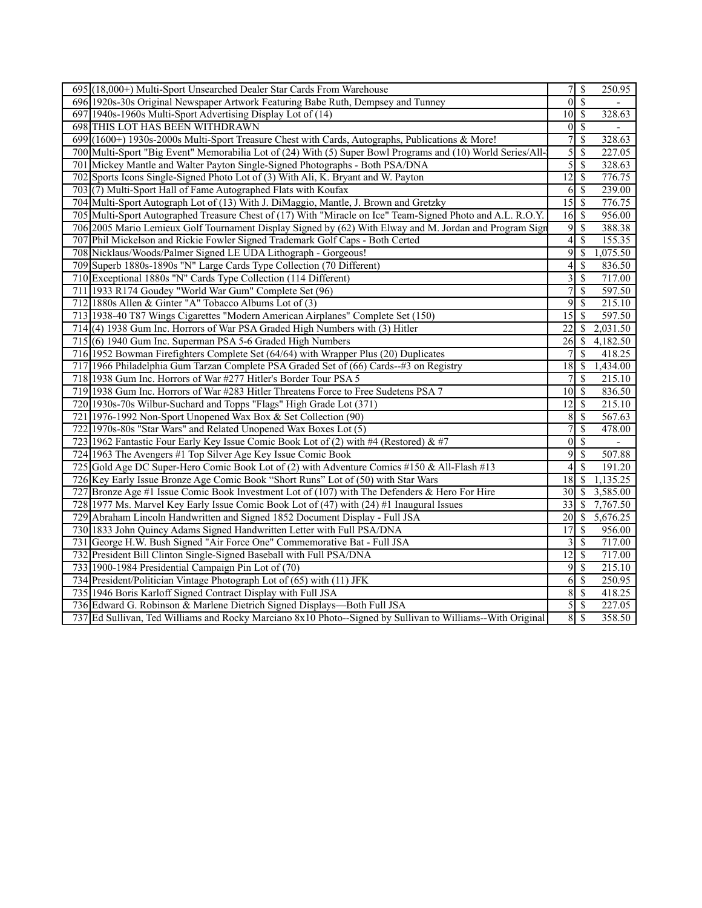| | | | | |
|---|---|---|---|---|
| 695 | (18,000+) Multi-Sport Unsearched Dealer Star Cards From Warehouse | 7 | $ | 250.95 |
| 696 | 1920s-30s Original Newspaper Artwork Featuring Babe Ruth, Dempsey and Tunney | 0 | $ | - |
| 697 | 1940s-1960s Multi-Sport Advertising Display Lot of (14) | 10 | $ | 328.63 |
| 698 | THIS LOT HAS BEEN WITHDRAWN | 0 | $ | - |
| 699 | (1600+) 1930s-2000s Multi-Sport Treasure Chest with Cards, Autographs, Publications & More! | 7 | $ | 328.63 |
| 700 | Multi-Sport "Big Event" Memorabilia Lot of (24) With (5) Super Bowl Programs and (10) World Series/All- | 5 | $ | 227.05 |
| 701 | Mickey Mantle and Walter Payton Single-Signed Photographs - Both PSA/DNA | 5 | $ | 328.63 |
| 702 | Sports Icons Single-Signed Photo Lot of (3) With Ali, K. Bryant and W. Payton | 12 | $ | 776.75 |
| 703 | (7) Multi-Sport Hall of Fame Autographed Flats with Koufax | 6 | $ | 239.00 |
| 704 | Multi-Sport Autograph Lot of (13) With J. DiMaggio, Mantle, J. Brown and Gretzky | 15 | $ | 776.75 |
| 705 | Multi-Sport Autographed Treasure Chest of (17) With "Miracle on Ice" Team-Signed Photo and A.L. R.O.Y. | 16 | $ | 956.00 |
| 706 | 2005 Mario Lemieux Golf Tournament Display Signed by (62) With Elway and M. Jordan and Program Sign | 9 | $ | 388.38 |
| 707 | Phil Mickelson and Rickie Fowler Signed Trademark Golf Caps - Both Certed | 4 | $ | 155.35 |
| 708 | Nicklaus/Woods/Palmer Signed LE UDA Lithograph - Gorgeous! | 9 | $ | 1,075.50 |
| 709 | Superb 1880s-1890s "N" Large Cards Type Collection (70 Different) | 4 | $ | 836.50 |
| 710 | Exceptional 1880s "N" Cards Type Collection (114 Different) | 3 | $ | 717.00 |
| 711 | 1933 R174 Goudey "World War Gum" Complete Set (96) | 7 | $ | 597.50 |
| 712 | 1880s Allen & Ginter "A" Tobacco Albums Lot of (3) | 9 | $ | 215.10 |
| 713 | 1938-40 T87 Wings Cigarettes "Modern American Airplanes" Complete Set (150) | 15 | $ | 597.50 |
| 714 | (4) 1938 Gum Inc. Horrors of War PSA Graded High Numbers with (3) Hitler | 22 | $ | 2,031.50 |
| 715 | (6) 1940 Gum Inc. Superman PSA 5-6 Graded High Numbers | 26 | $ | 4,182.50 |
| 716 | 1952 Bowman Firefighters Complete Set (64/64) with Wrapper Plus (20) Duplicates | 7 | $ | 418.25 |
| 717 | 1966 Philadelphia Gum Tarzan Complete PSA Graded Set of (66) Cards--#3 on Registry | 18 | $ | 1,434.00 |
| 718 | 1938 Gum Inc. Horrors of War #277 Hitler's Border Tour PSA 5 | 7 | $ | 215.10 |
| 719 | 1938 Gum Inc. Horrors of War #283 Hitler Threatens Force to Free Sudetens PSA 7 | 10 | $ | 836.50 |
| 720 | 1930s-70s Wilbur-Suchard and Topps "Flags" High Grade Lot (371) | 12 | $ | 215.10 |
| 721 | 1976-1992 Non-Sport Unopened Wax Box & Set Collection (90) | 8 | $ | 567.63 |
| 722 | 1970s-80s "Star Wars" and Related Unopened Wax Boxes Lot (5) | 7 | $ | 478.00 |
| 723 | 1962 Fantastic Four Early Key Issue Comic Book Lot of (2) with #4 (Restored) & #7 | 0 | $ | - |
| 724 | 1963 The Avengers #1 Top Silver Age Key Issue Comic Book | 9 | $ | 507.88 |
| 725 | Gold Age DC Super-Hero Comic Book Lot of (2) with Adventure Comics #150 & All-Flash #13 | 4 | $ | 191.20 |
| 726 | Key Early Issue Bronze Age Comic Book "Short Runs" Lot of (50) with Star Wars | 18 | $ | 1,135.25 |
| 727 | Bronze Age #1 Issue Comic Book Investment Lot of (107) with The Defenders & Hero For Hire | 30 | $ | 3,585.00 |
| 728 | 1977 Ms. Marvel Key Early Issue Comic Book Lot of (47) with (24) #1 Inaugural Issues | 33 | $ | 7,767.50 |
| 729 | Abraham Lincoln Handwritten and Signed 1852 Document Display - Full JSA | 20 | $ | 5,676.25 |
| 730 | 1833 John Quincy Adams Signed Handwritten Letter with Full PSA/DNA | 17 | $ | 956.00 |
| 731 | George H.W. Bush Signed "Air Force One" Commemorative Bat - Full JSA | 3 | $ | 717.00 |
| 732 | President Bill Clinton Single-Signed Baseball with Full PSA/DNA | 12 | $ | 717.00 |
| 733 | 1900-1984 Presidential Campaign Pin Lot of (70) | 9 | $ | 215.10 |
| 734 | President/Politician Vintage Photograph Lot of (65) with (11) JFK | 6 | $ | 250.95 |
| 735 | 1946 Boris Karloff Signed Contract Display with Full JSA | 8 | $ | 418.25 |
| 736 | Edward G. Robinson & Marlene Dietrich Signed Displays—Both Full JSA | 5 | $ | 227.05 |
| 737 | Ed Sullivan, Ted Williams and Rocky Marciano 8x10 Photo--Signed by Sullivan to Williams--With Original | 8 | $ | 358.50 |